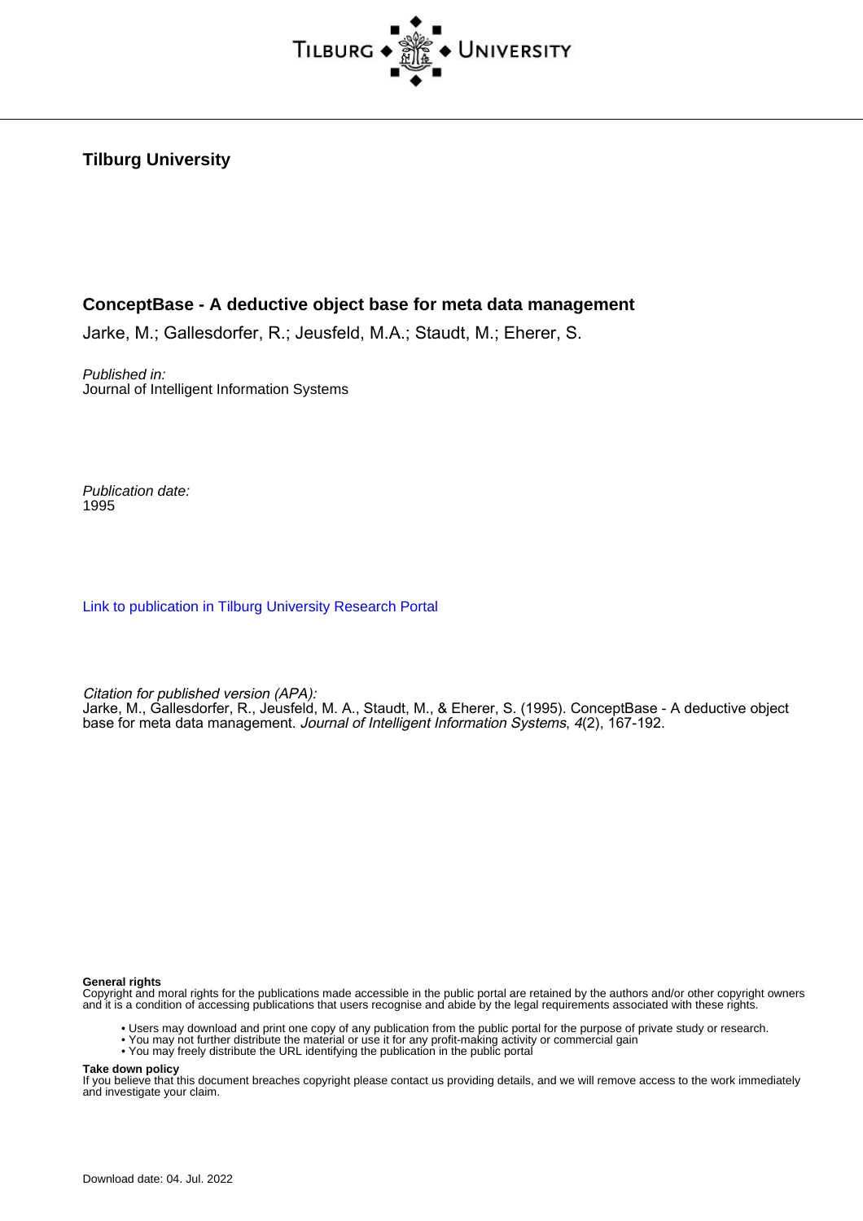Tilburg University

# ConceptBase - A deductive object base for meta data management

Jarke, M.; Gallesdorfer, R.; Jeusfeld, M.A.; Staudt, M.; Eherer, S.

*Published in:*
Journal of Intelligent Information Systems

*Publication date:*
1995

[Link to publication in Tilburg University Research Portal](#)

*Citation for published version (APA):*
Jarke, M., Gallesdorfer, R., Jeusfeld, M. A., Staudt, M., & Eherer, S. (1995). ConceptBase - A deductive object base for meta data management. *Journal of Intelligent Information Systems*, *4*(2), 167-192.

**General rights**
Copyright and moral rights for the publications made accessible in the public portal are retained by the authors and/or other copyright owners and it is a condition of accessing publications that users recognise and abide by the legal requirements associated with these rights.

- Users may download and print one copy of any publication from the public portal for the purpose of private study or research.
- You may not further distribute the material or use it for any profit-making activity or commercial gain
- You may freely distribute the URL identifying the publication in the public portal

**Take down policy**
If you believe that this document breaches copyright please contact us providing details, and we will remove access to the work immediately and investigate your claim.

Download date: 04. Jul. 2022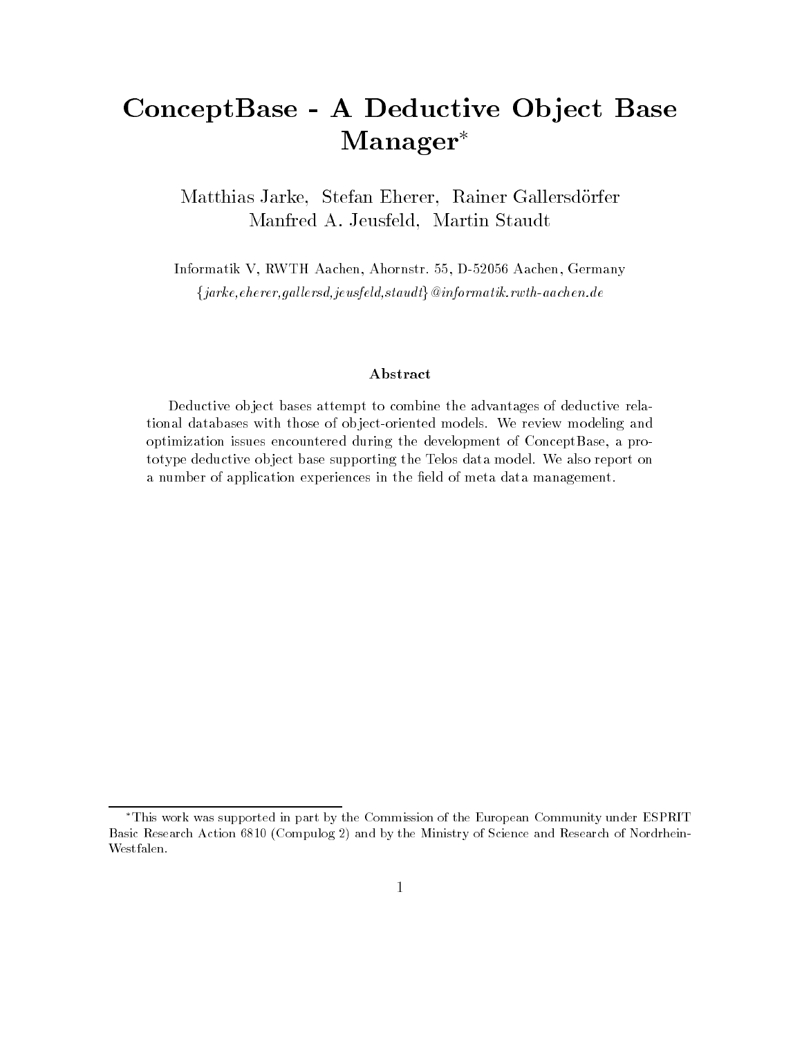# ConceptBase - A Deductive Object Base Manager*

Matthias Jarke, Stefan Eherer, Rainer Gallersdörfer
Manfred A. Jeusfeld, Martin Staudt

Informatik V, RWTH Aachen, Ahornstr. 55, D-52056 Aachen, Germany
*{jarke,eherer,gallersd,jeusfeld,staudt}@informatik.rwth-aachen.de*

### Abstract

Deductive object bases attempt to combine the advantages of deductive relational databases with those of object-oriented models. We review modeling and optimization issues encountered during the development of ConceptBase, a prototype deductive object base supporting the Telos data model. We also report on a number of application experiences in the field of meta data management.

*This work was supported in part by the Commission of the European Community under ESPRIT Basic Research Action 6810 (Compulog 2) and by the Ministry of Science and Research of Nordrhein-Westfalen.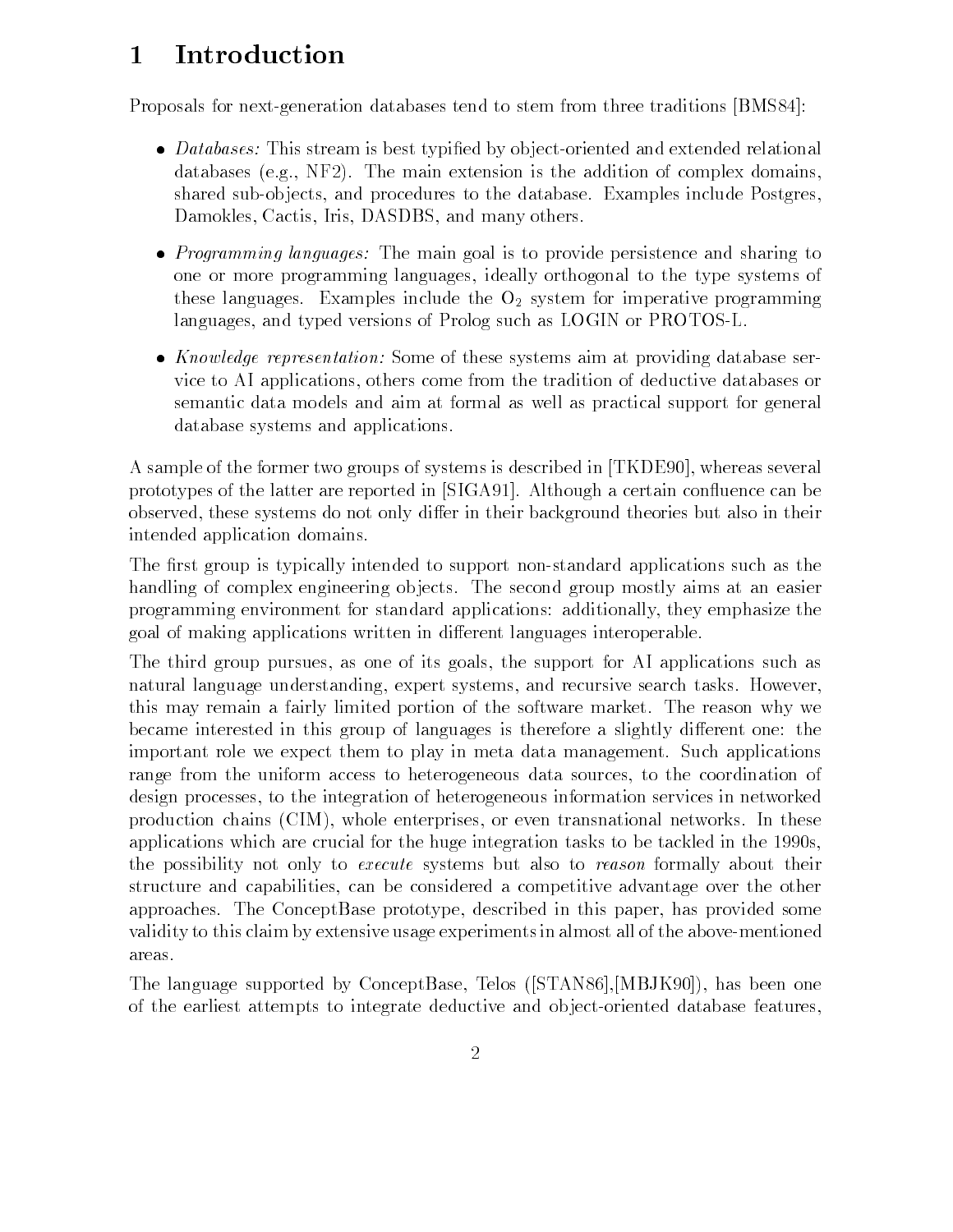# 1 Introduction

Proposals for next-generation databases tend to stem from three traditions [BMS84]:

- *Databases:* This stream is best typified by object-oriented and extended relational databases (e.g., NF2). The main extension is the addition of complex domains, shared sub-objects, and procedures to the database. Examples include Postgres, Damokles, Cactis, Iris, DASDBS, and many others.
- *Programming languages:* The main goal is to provide persistence and sharing to one or more programming languages, ideally orthogonal to the type systems of these languages. Examples include the $O_2$ system for imperative programming languages, and typed versions of Prolog such as LOGIN or PROTOS-L.
- *Knowledge representation:* Some of these systems aim at providing database service to AI applications, others come from the tradition of deductive databases or semantic data models and aim at formal as well as practical support for general database systems and applications.

A sample of the former two groups of systems is described in [TKDE90], whereas several prototypes of the latter are reported in [SIGA91]. Although a certain confluence can be observed, these systems do not only differ in their background theories but also in their intended application domains.

The first group is typically intended to support non-standard applications such as the handling of complex engineering objects. The second group mostly aims at an easier programming environment for standard applications: additionally, they emphasize the goal of making applications written in different languages interoperable.

The third group pursues, as one of its goals, the support for AI applications such as natural language understanding, expert systems, and recursive search tasks. However, this may remain a fairly limited portion of the software market. The reason why we became interested in this group of languages is therefore a slightly different one: the important role we expect them to play in meta data management. Such applications range from the uniform access to heterogeneous data sources, to the coordination of design processes, to the integration of heterogeneous information services in networked production chains (CIM), whole enterprises, or even transnational networks. In these applications which are crucial for the huge integration tasks to be tackled in the 1990s, the possibility not only to *execute* systems but also to *reason* formally about their structure and capabilities, can be considered a competitive advantage over the other approaches. The ConceptBase prototype, described in this paper, has provided some validity to this claim by extensive usage experiments in almost all of the above-mentioned areas.

The language supported by ConceptBase, Telos ([STAN86],[MBJK90]), has been one of the earliest attempts to integrate deductive and object-oriented database features,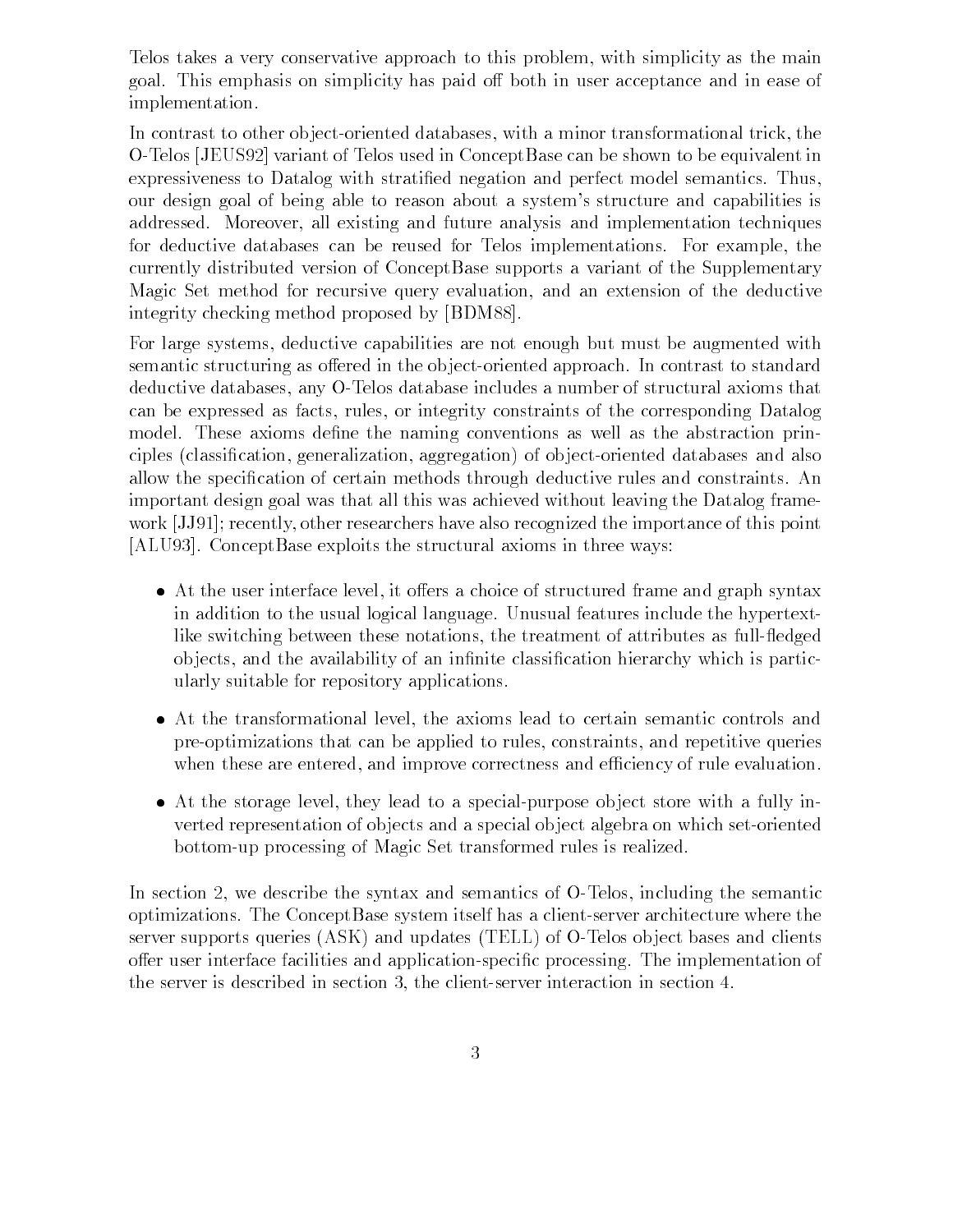Telos takes a very conservative approach to this problem, with simplicity as the main goal. This emphasis on simplicity has paid off both in user acceptance and in ease of implementation.

In contrast to other object-oriented databases, with a minor transformational trick, the O-Telos [JEUS92] variant of Telos used in ConceptBase can be shown to be equivalent in expressiveness to Datalog with stratified negation and perfect model semantics. Thus, our design goal of being able to reason about a system's structure and capabilities is addressed. Moreover, all existing and future analysis and implementation techniques for deductive databases can be reused for Telos implementations. For example, the currently distributed version of ConceptBase supports a variant of the Supplementary Magic Set method for recursive query evaluation, and an extension of the deductive integrity checking method proposed by [BDM88].

For large systems, deductive capabilities are not enough but must be augmented with semantic structuring as offered in the object-oriented approach. In contrast to standard deductive databases, any O-Telos database includes a number of structural axioms that can be expressed as facts, rules, or integrity constraints of the corresponding Datalog model. These axioms define the naming conventions as well as the abstraction principles (classification, generalization, aggregation) of object-oriented databases and also allow the specification of certain methods through deductive rules and constraints. An important design goal was that all this was achieved without leaving the Datalog framework [JJ91]; recently, other researchers have also recognized the importance of this point [ALU93]. ConceptBase exploits the structural axioms in three ways:

- At the user interface level, it offers a choice of structured frame and graph syntax in addition to the usual logical language. Unusual features include the hypertext-like switching between these notations, the treatment of attributes as full-fledged objects, and the availability of an infinite classification hierarchy which is particularly suitable for repository applications.
- At the transformational level, the axioms lead to certain semantic controls and pre-optimizations that can be applied to rules, constraints, and repetitive queries when these are entered, and improve correctness and efficiency of rule evaluation.
- At the storage level, they lead to a special-purpose object store with a fully inverted representation of objects and a special object algebra on which set-oriented bottom-up processing of Magic Set transformed rules is realized.

In section 2, we describe the syntax and semantics of O-Telos, including the semantic optimizations. The ConceptBase system itself has a client-server architecture where the server supports queries (ASK) and updates (TELL) of O-Telos object bases and clients offer user interface facilities and application-specific processing. The implementation of the server is described in section 3, the client-server interaction in section 4.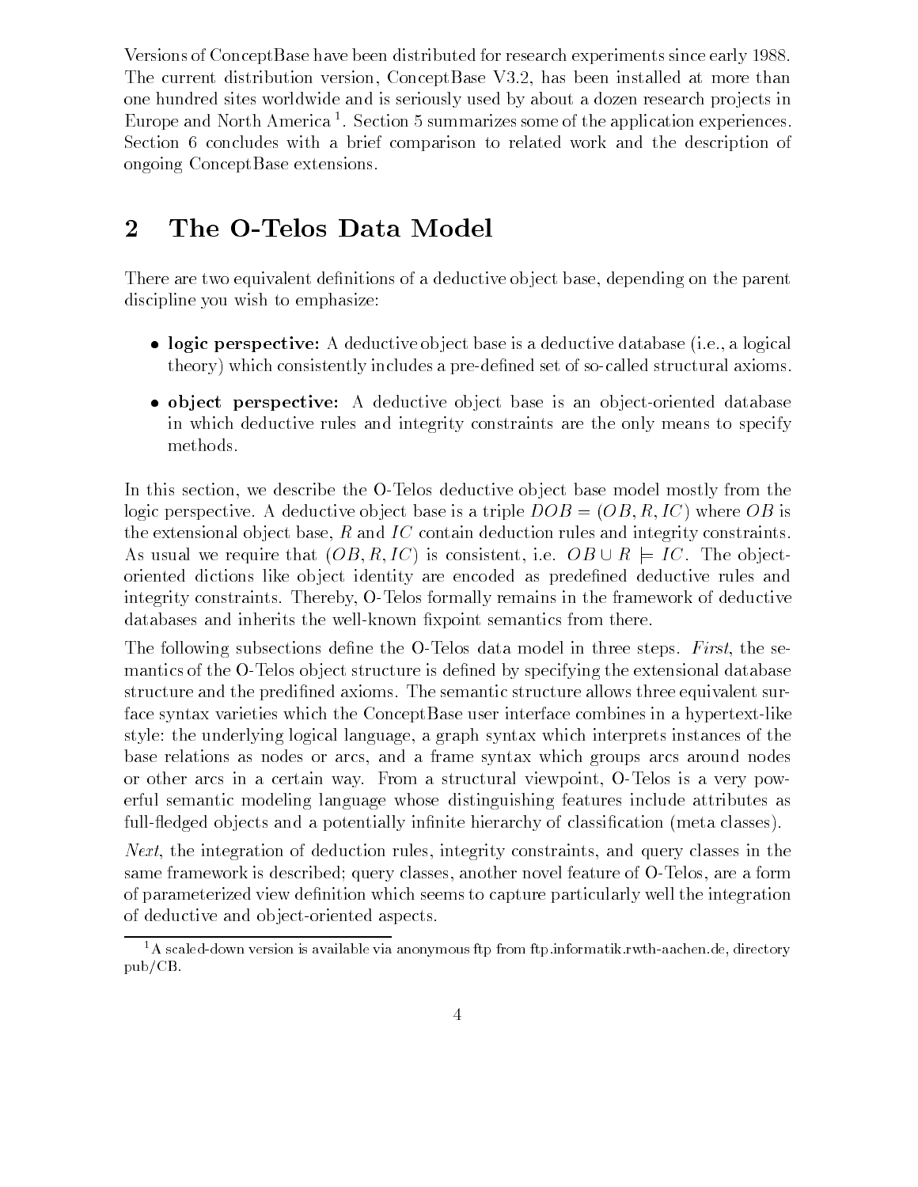Versions of ConceptBase have been distributed for research experiments since early 1988. The current distribution version, ConceptBase V3.2, has been installed at more than one hundred sites worldwide and is seriously used by about a dozen research projects in Europe and North America [1]. Section 5 summarizes some of the application experiences. Section 6 concludes with a brief comparison to related work and the description of ongoing ConceptBase extensions.

## 2 The O-Telos Data Model

There are two equivalent definitions of a deductive object base, depending on the parent discipline you wish to emphasize:

- **logic perspective:** A deductive object base is a deductive database (i.e., a logical theory) which consistently includes a pre-defined set of so-called structural axioms.
- **object perspective:** A deductive object base is an object-oriented database in which deductive rules and integrity constraints are the only means to specify methods.

In this section, we describe the O-Telos deductive object base model mostly from the logic perspective. A deductive object base is a triple $DOB = (OB, R, IC)$ where $OB$ is the extensional object base, $R$ and $IC$ contain deduction rules and integrity constraints. As usual we require that $(OB, R, IC)$ is consistent, i.e. $OB \cup R \models IC$. The object-oriented dictions like object identity are encoded as predefined deductive rules and integrity constraints. Thereby, O-Telos formally remains in the framework of deductive databases and inherits the well-known fixpoint semantics from there.

The following subsections define the O-Telos data model in three steps. *First*, the semantics of the O-Telos object structure is defined by specifying the extensional database structure and the predifined axioms. The semantic structure allows three equivalent surface syntax varieties which the ConceptBase user interface combines in a hypertext-like style: the underlying logical language, a graph syntax which interprets instances of the base relations as nodes or arcs, and a frame syntax which groups arcs around nodes or other arcs in a certain way. From a structural viewpoint, O-Telos is a very powerful semantic modeling language whose distinguishing features include attributes as full-fledged objects and a potentially infinite hierarchy of classification (meta classes).

*Next*, the integration of deduction rules, integrity constraints, and query classes in the same framework is described; query classes, another novel feature of O-Telos, are a form of parameterized view definition which seems to capture particularly well the integration of deductive and object-oriented aspects.

[1] A scaled-down version is available via anonymous ftp from ftp.informatik.rwth-aachen.de, directory pub/CB.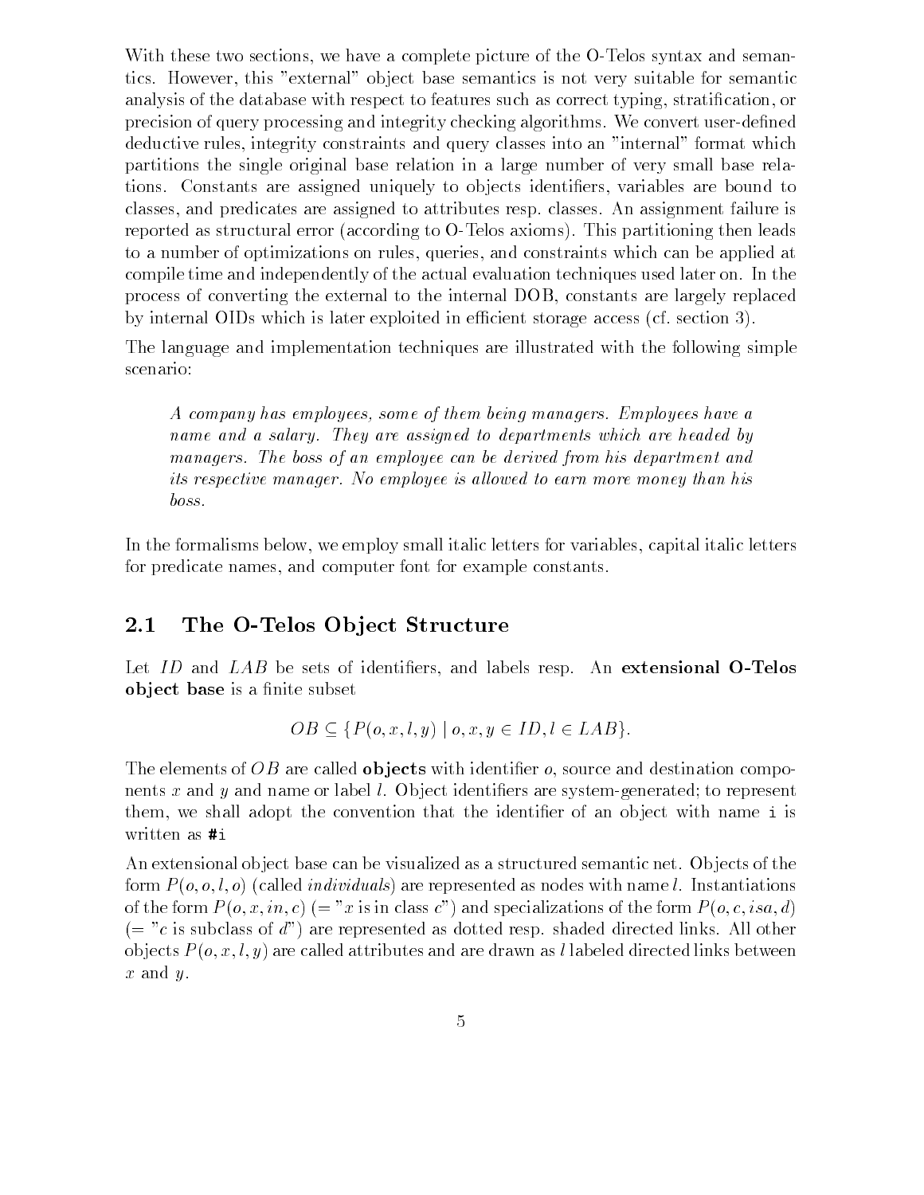With these two sections, we have a complete picture of the O-Telos syntax and semantics. However, this "external" object base semantics is not very suitable for semantic analysis of the database with respect to features such as correct typing, stratification, or precision of query processing and integrity checking algorithms. We convert user-defined deductive rules, integrity constraints and query classes into an "internal" format which partitions the single original base relation in a large number of very small base relations. Constants are assigned uniquely to objects identifiers, variables are bound to classes, and predicates are assigned to attributes resp. classes. An assignment failure is reported as structural error (according to O-Telos axioms). This partitioning then leads to a number of optimizations on rules, queries, and constraints which can be applied at compile time and independently of the actual evaluation techniques used later on. In the process of converting the external to the internal DOB, constants are largely replaced by internal OIDs which is later exploited in efficient storage access (cf. section 3).

The language and implementation techniques are illustrated with the following simple scenario:

> *A company has employees, some of them being managers. Employees have a name and a salary. They are assigned to departments which are headed by managers. The boss of an employee can be derived from his department and its respective manager. No employee is allowed to earn more money than his boss.*

In the formalisms below, we employ small italic letters for variables, capital italic letters for predicate names, and computer font for example constants.

## 2.1 The O-Telos Object Structure

Let $ID$ and $LAB$ be sets of identifiers, and labels resp. An **extensional O-Telos object base** is a finite subset

$$OB \subseteq \{P(o, x, l, y) \mid o, x, y \in ID, l \in LAB\}.$$

The elements of $OB$ are called **objects** with identifier $o$, source and destination components $x$ and $y$ and name or label $l$. Object identifiers are system-generated; to represent them, we shall adopt the convention that the identifier of an object with name `i` is written as `#i`

An extensional object base can be visualized as a structured semantic net. Objects of the form $P(o, o, l, o)$ (called *individuals*) are represented as nodes with name $l$. Instantiations of the form $P(o, x, in, c)$ (= "$x$ is in class $c$") and specializations of the form $P(o, c, isa, d)$ (= "$c$ is subclass of $d$") are represented as dotted resp. shaded directed links. All other objects $P(o, x, l, y)$ are called attributes and are drawn as $l$ labeled directed links between $x$ and $y$.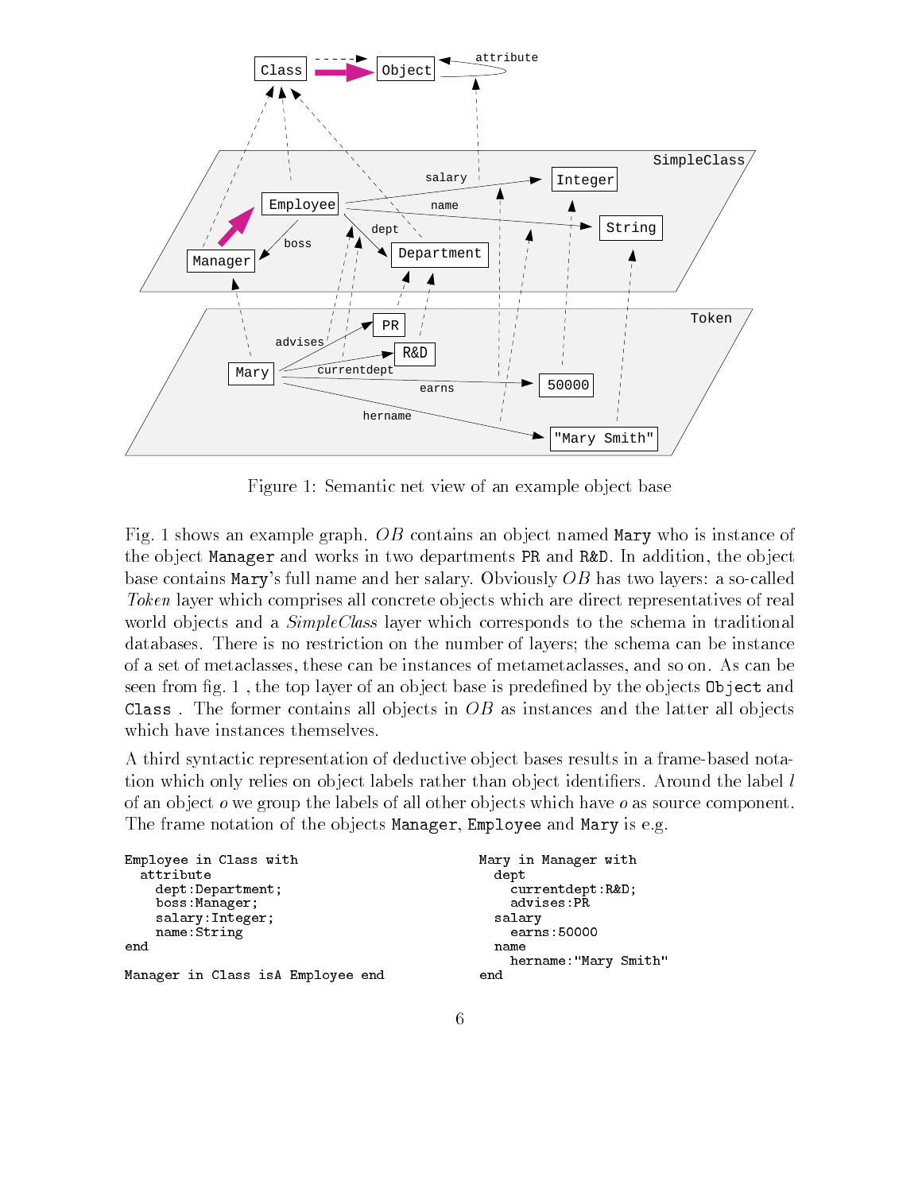Figure 1: Semantic net view of an example object base

Fig. 1 shows an example graph. *OB* contains an object named `Mary` who is instance of the object `Manager` and works in two departments `PR` and `R&D`. In addition, the object base contains `Mary`'s full name and her salary. Obviously *OB* has two layers: a so-called *Token* layer which comprises all concrete objects which are direct representatives of real world objects and a *SimpleClass* layer which corresponds to the schema in traditional databases. There is no restriction on the number of layers; the schema can be instance of a set of metaclasses, these can be instances of metametaclasses, and so on. As can be seen from fig. 1 , the top layer of an object base is predefined by the objects `Object` and `Class` . The former contains all objects in *OB* as instances and the latter all objects which have instances themselves.

A third syntactic representation of deductive object bases results in a frame-based notation which only relies on object labels rather than object identifiers. Around the label $l$ of an object $o$ we group the labels of all other objects which have $o$ as source component. The frame notation of the objects `Manager`, `Employee` and `Mary` is e.g.

```
Employee in Class with
  attribute
    dept:Department;
    boss:Manager;
    salary:Integer;
    name:String
end

Manager in Class isA Employee end
```

```
Mary in Manager with
  dept
    currentdept:R&D;
    advises:PR
  salary
    earns:50000
  name
    hername:"Mary Smith"
end
```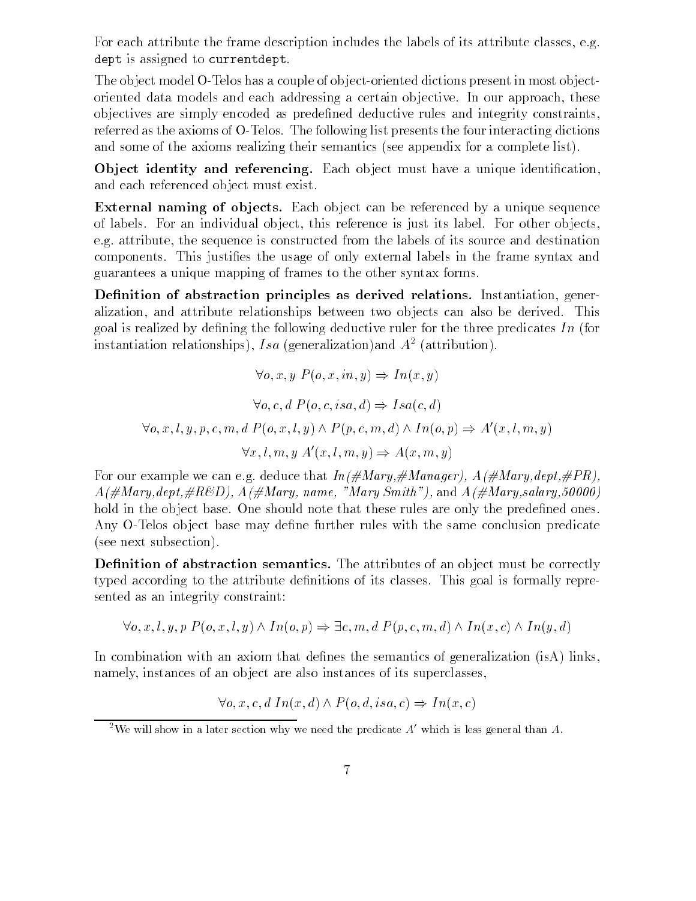For each attribute the frame description includes the labels of its attribute classes, e.g. `dept` is assigned to `currentdept`.

The object model O-Telos has a couple of object-oriented dictions present in most object-oriented data models and each addressing a certain objective. In our approach, these objectives are simply encoded as predefined deductive rules and integrity constraints, referred as the axioms of O-Telos. The following list presents the four interacting dictions and some of the axioms realizing their semantics (see appendix for a complete list).

**Object identity and referencing.** Each object must have a unique identification, and each referenced object must exist.

**External naming of objects.** Each object can be referenced by a unique sequence of labels. For an individual object, this reference is just its label. For other objects, e.g. attribute, the sequence is constructed from the labels of its source and destination components. This justifies the usage of only external labels in the frame syntax and guarantees a unique mapping of frames to the other syntax forms.

**Definition of abstraction principles as derived relations.** Instantiation, generalization, and attribute relationships between two objects can also be derived. This goal is realized by defining the following deductive ruler for the three predicates $In$ (for instantiation relationships), $Isa$ (generalization)and $A$[2] (attribution).

$$\forall o, x, y \; P(o, x, in, y) \Rightarrow In(x, y)$$

$$\forall o, c, d \; P(o, c, isa, d) \Rightarrow Isa(c, d)$$

$$\forall o, x, l, y, p, c, m, d \; P(o, x, l, y) \wedge P(p, c, m, d) \wedge In(o, p) \Rightarrow A'(x, l, m, y)$$

$$\forall x, l, m, y \; A'(x, l, m, y) \Rightarrow A(x, m, y)$$

For our example we can e.g. deduce that *In(#Mary,#Manager)*, *A(#Mary,dept,#PR)*, *A(#Mary,dept,#R&D)*, *A(#Mary, name, "Mary Smith")*, and *A(#Mary,salary,50000)* hold in the object base. One should note that these rules are only the predefined ones. Any O-Telos object base may define further rules with the same conclusion predicate (see next subsection).

**Definition of abstraction semantics.** The attributes of an object must be correctly typed according to the attribute definitions of its classes. This goal is formally represented as an integrity constraint:

$$\forall o, x, l, y, p \; P(o, x, l, y) \wedge In(o, p) \Rightarrow \exists c, m, d \; P(p, c, m, d) \wedge In(x, c) \wedge In(y, d)$$

In combination with an axiom that defines the semantics of generalization (isA) links, namely, instances of an object are also instances of its superclasses,

$$\forall o, x, c, d \; In(x, d) \wedge P(o, d, isa, c) \Rightarrow In(x, c)$$

[2] We will show in a later section why we need the predicate $A'$ which is less general than $A$.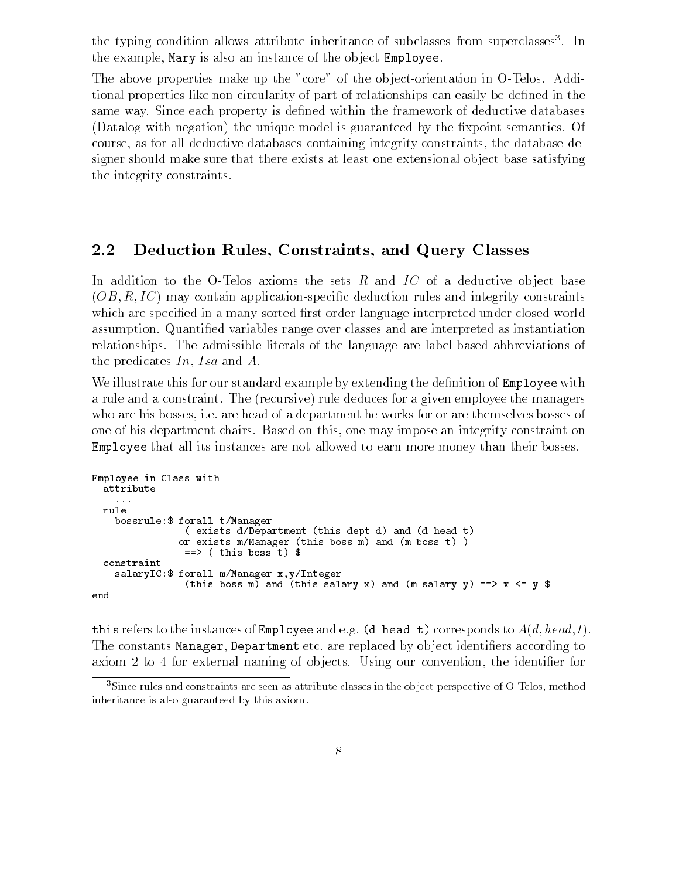the typing condition allows attribute inheritance of subclasses from superclasses[3]. In the example, Mary is also an instance of the object Employee.

The above properties make up the "core" of the object-orientation in O-Telos. Additional properties like non-circularity of part-of relationships can easily be defined in the same way. Since each property is defined within the framework of deductive databases (Datalog with negation) the unique model is guaranteed by the fixpoint semantics. Of course, as for all deductive databases containing integrity constraints, the database designer should make sure that there exists at least one extensional object base satisfying the integrity constraints.

## 2.2 Deduction Rules, Constraints, and Query Classes

In addition to the O-Telos axioms the sets $R$ and $IC$ of a deductive object base $(OB, R, IC)$ may contain application-specific deduction rules and integrity constraints which are specified in a many-sorted first order language interpreted under closed-world assumption. Quantified variables range over classes and are interpreted as instantiation relationships. The admissible literals of the language are label-based abbreviations of the predicates $In$, $Isa$ and $A$.

We illustrate this for our standard example by extending the definition of Employee with a rule and a constraint. The (recursive) rule deduces for a given employee the managers who are his bosses, i.e. are head of a department he works for or are themselves bosses of one of his department chairs. Based on this, one may impose an integrity constraint on Employee that all its instances are not allowed to earn more money than their bosses.

```
Employee in Class with
  attribute
    ...
  rule
    bossrule:$ forall t/Manager
                ( exists d/Department (this dept d) and (d head t)
               or exists m/Manager (this boss m) and (m boss t) )
                ==> ( this boss t) $
  constraint
    salaryIC:$ forall m/Manager x,y/Integer
                (this boss m) and (this salary x) and (m salary y) ==> x <= y $
end
```

this refers to the instances of Employee and e.g. (d head t) corresponds to $A(d, head, t)$. The constants Manager, Department etc. are replaced by object identifiers according to axiom 2 to 4 for external naming of objects. Using our convention, the identifier for

[3] Since rules and constraints are seen as attribute classes in the object perspective of O-Telos, method inheritance is also guaranteed by this axiom.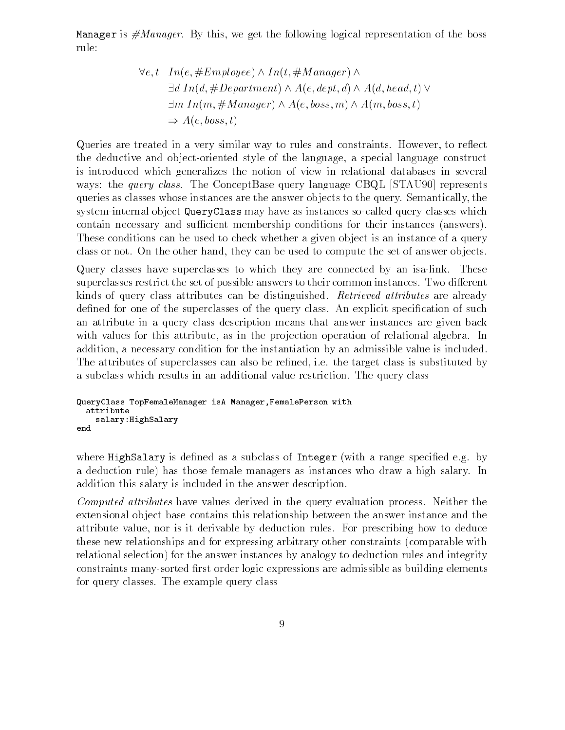Manager is $\#Manager$. By this, we get the following logical representation of the boss rule:

$$
\begin{aligned}
\forall e,t \quad & In(e,\#Employee) \wedge In(t,\#Manager) \wedge \\
& \exists d \; In(d,\#Department) \wedge A(e,dept,d) \wedge A(d,head,t) \vee \\
& \exists m \; In(m,\#Manager) \wedge A(e,boss,m) \wedge A(m,boss,t) \\
& \Rightarrow A(e,boss,t)
\end{aligned}
$$

Queries are treated in a very similar way to rules and constraints. However, to reflect the deductive and object-oriented style of the language, a special language construct is introduced which generalizes the notion of view in relational databases in several ways: the *query class*. The ConceptBase query language CBQL [STAU90] represents queries as classes whose instances are the answer objects to the query. Semantically, the system-internal object QueryClass may have as instances so-called query classes which contain necessary and sufficient membership conditions for their instances (answers). These conditions can be used to check whether a given object is an instance of a query class or not. On the other hand, they can be used to compute the set of answer objects.

Query classes have superclasses to which they are connected by an isa-link. These superclasses restrict the set of possible answers to their common instances. Two different kinds of query class attributes can be distinguished. *Retrieved attributes* are already defined for one of the superclasses of the query class. An explicit specification of such an attribute in a query class description means that answer instances are given back with values for this attribute, as in the projection operation of relational algebra. In addition, a necessary condition for the instantiation by an admissible value is included. The attributes of superclasses can also be refined, i.e. the target class is substituted by a subclass which results in an additional value restriction. The query class

```
QueryClass TopFemaleManager isA Manager,FemalePerson with
  attribute
    salary:HighSalary
end
```

where HighSalary is defined as a subclass of Integer (with a range specified e.g. by a deduction rule) has those female managers as instances who draw a high salary. In addition this salary is included in the answer description.

*Computed attributes* have values derived in the query evaluation process. Neither the extensional object base contains this relationship between the answer instance and the attribute value, nor is it derivable by deduction rules. For prescribing how to deduce these new relationships and for expressing arbitrary other constraints (comparable with relational selection) for the answer instances by analogy to deduction rules and integrity constraints many-sorted first order logic expressions are admissible as building elements for query classes. The example query class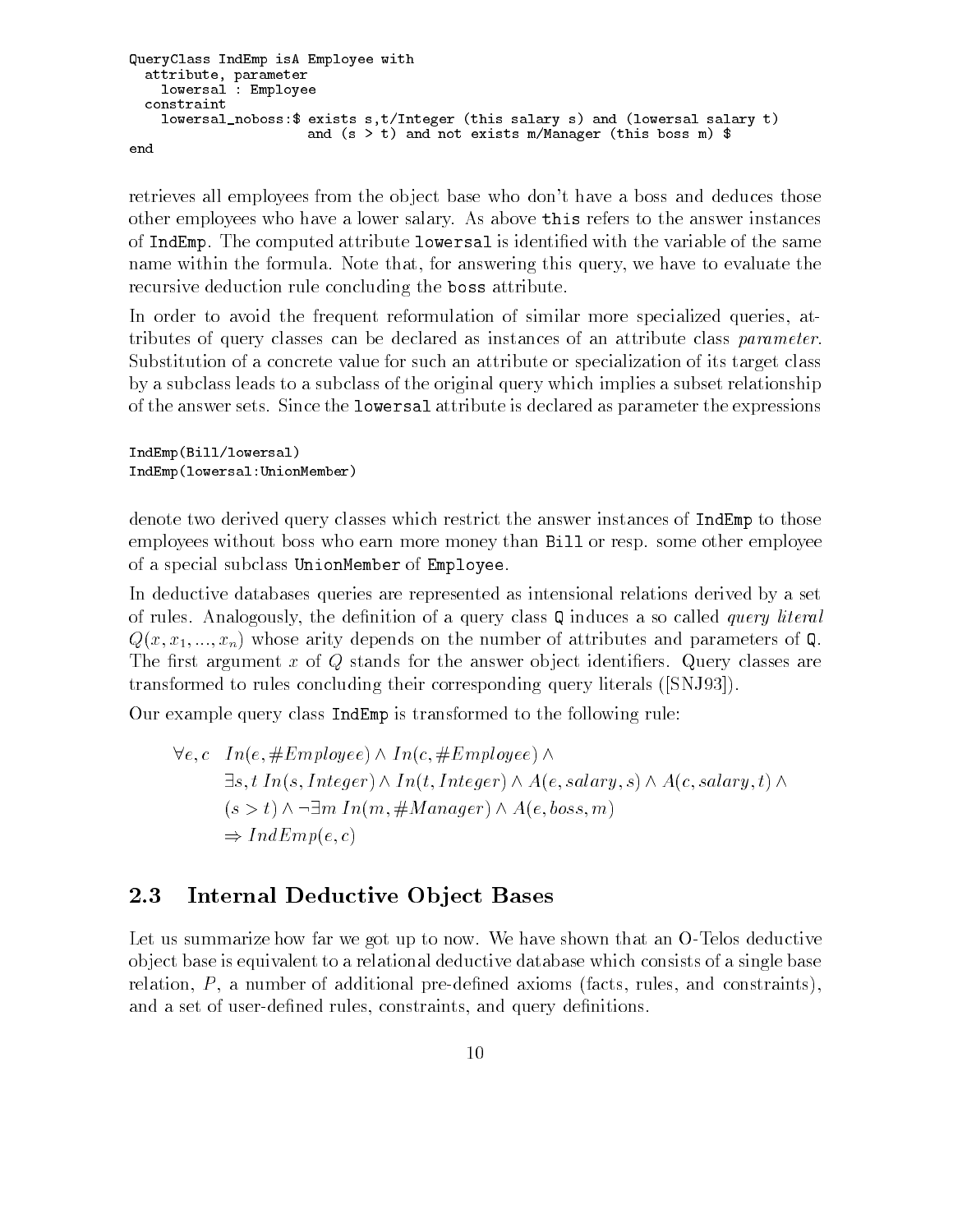```
QueryClass IndEmp isA Employee with
  attribute, parameter
    lowersal : Employee
  constraint
    lowersal_noboss:$ exists s,t/Integer (this salary s) and (lowersal salary t)
                      and (s > t) and not exists m/Manager (this boss m) $
end
```

retrieves all employees from the object base who don't have a boss and deduces those other employees who have a lower salary. As above `this` refers to the answer instances of `IndEmp`. The computed attribute `lowersal` is identified with the variable of the same name within the formula. Note that, for answering this query, we have to evaluate the recursive deduction rule concluding the `boss` attribute.

In order to avoid the frequent reformulation of similar more specialized queries, attributes of query classes can be declared as instances of an attribute class *parameter*. Substitution of a concrete value for such an attribute or specialization of its target class by a subclass leads to a subclass of the original query which implies a subset relationship of the answer sets. Since the `lowersal` attribute is declared as parameter the expressions

```
IndEmp(Bill/lowersal)
IndEmp(lowersal:UnionMember)
```

denote two derived query classes which restrict the answer instances of `IndEmp` to those employees without boss who earn more money than `Bill` or resp. some other employee of a special subclass `UnionMember` of `Employee`.

In deductive databases queries are represented as intensional relations derived by a set of rules. Analogously, the definition of a query class `Q` induces a so called *query literal* $Q(x, x_1, ..., x_n)$ whose arity depends on the number of attributes and parameters of `Q`. The first argument $x$ of $Q$ stands for the answer object identifiers. Query classes are transformed to rules concluding their corresponding query literals ([SNJ93]).

Our example query class `IndEmp` is transformed to the following rule:

$$
\begin{aligned}
\forall e, c \quad & In(e, \#Employee) \wedge In(c, \#Employee) \wedge \\
& \exists s, t \; In(s, Integer) \wedge In(t, Integer) \wedge A(e, salary, s) \wedge A(c, salary, t) \wedge \\
& (s > t) \wedge \neg \exists m \; In(m, \#Manager) \wedge A(e, boss, m) \\
& \Rightarrow IndEmp(e, c)
\end{aligned}
$$

## 2.3 Internal Deductive Object Bases

Let us summarize how far we got up to now. We have shown that an O-Telos deductive object base is equivalent to a relational deductive database which consists of a single base relation, $P$, a number of additional pre-defined axioms (facts, rules, and constraints), and a set of user-defined rules, constraints, and query definitions.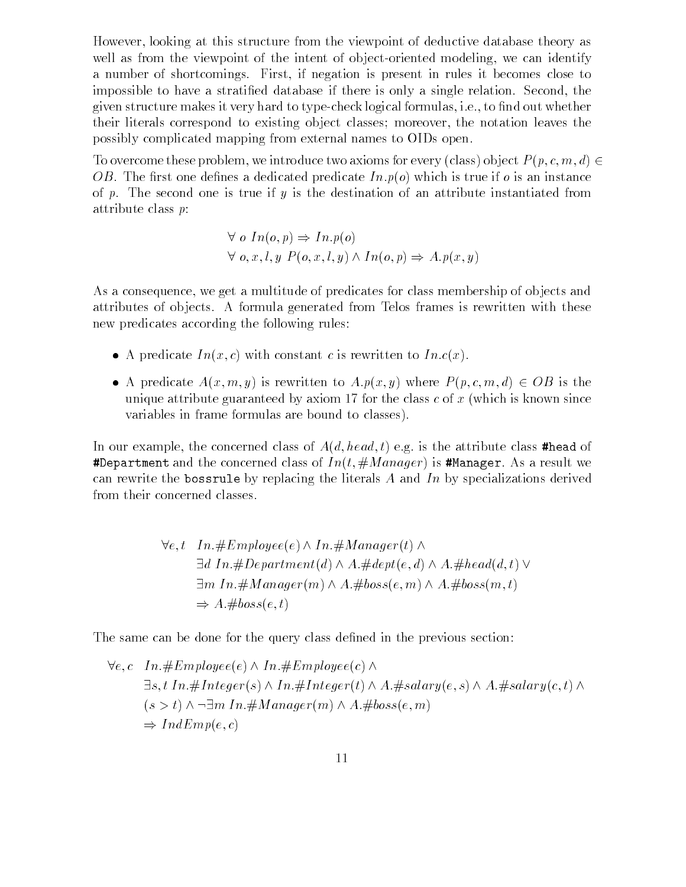However, looking at this structure from the viewpoint of deductive database theory as well as from the viewpoint of the intent of object-oriented modeling, we can identify a number of shortcomings. First, if negation is present in rules it becomes close to impossible to have a stratified database if there is only a single relation. Second, the given structure makes it very hard to type-check logical formulas, i.e., to find out whether their literals correspond to existing object classes; moreover, the notation leaves the possibly complicated mapping from external names to OIDs open.

To overcome these problem, we introduce two axioms for every (class) object $P(p, c, m, d) \in OB$. The first one defines a dedicated predicate $In.p(o)$ which is true if $o$ is an instance of $p$. The second one is true if $y$ is the destination of an attribute instantiated from attribute class $p$:

$$\forall\ o\ In(o, p) \Rightarrow In.p(o)$$
$$\forall\ o, x, l, y\ P(o, x, l, y) \wedge In(o, p) \Rightarrow A.p(x, y)$$

As a consequence, we get a multitude of predicates for class membership of objects and attributes of objects. A formula generated from Telos frames is rewritten with these new predicates according the following rules:

- A predicate $In(x, c)$ with constant $c$ is rewritten to $In.c(x)$.
- A predicate $A(x, m, y)$ is rewritten to $A.p(x, y)$ where $P(p, c, m, d) \in OB$ is the unique attribute guaranteed by axiom 17 for the class $c$ of $x$ (which is known since variables in frame formulas are bound to classes).

In our example, the concerned class of $A(d, head, t)$ e.g. is the attribute class `#head` of `#Department` and the concerned class of $In(t, \#Manager)$ is `#Manager`. As a result we can rewrite the `bossrule` by replacing the literals $A$ and $In$ by specializations derived from their concerned classes.

$$\begin{aligned}
\forall e, t\ \ & In.\#Employee(e) \wedge In.\#Manager(t) \wedge \\
& \exists d\ In.\#Department(d) \wedge A.\#dept(e, d) \wedge A.\#head(d, t) \vee \\
& \exists m\ In.\#Manager(m) \wedge A.\#boss(e, m) \wedge A.\#boss(m, t) \\
& \Rightarrow A.\#boss(e, t)
\end{aligned}$$

The same can be done for the query class defined in the previous section:

$$\begin{aligned}
\forall e, c\ \ & In.\#Employee(e) \wedge In.\#Employee(c) \wedge \\
& \exists s, t\ In.\#Integer(s) \wedge In.\#Integer(t) \wedge A.\#salary(e, s) \wedge A.\#salary(c, t) \wedge \\
& (s > t) \wedge \neg \exists m\ In.\#Manager(m) \wedge A.\#boss(e, m) \\
& \Rightarrow IndEmp(e, c)
\end{aligned}$$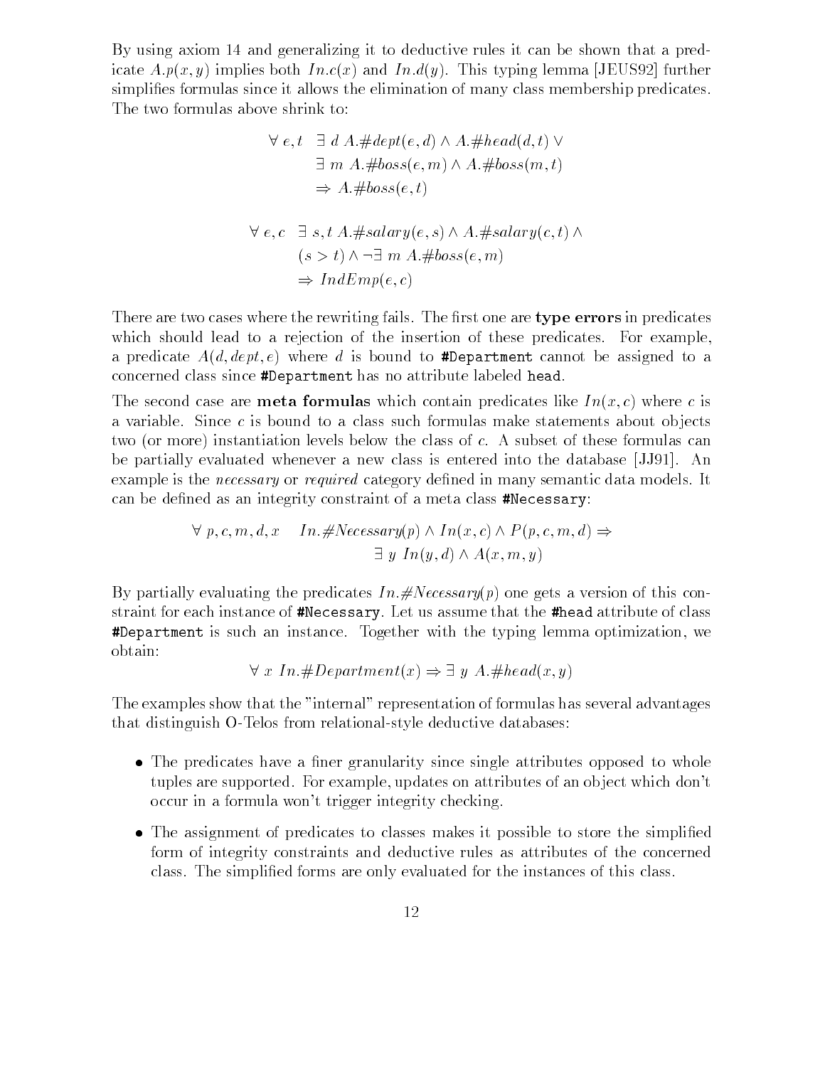By using axiom 14 and generalizing it to deductive rules it can be shown that a predicate $A.p(x, y)$ implies both $In.c(x)$ and $In.d(y)$. This typing lemma [JEUS92] further simplifies formulas since it allows the elimination of many class membership predicates. The two formulas above shrink to:

$$
\begin{aligned}
\forall\, e, t \quad & \exists\, d\ A.\#dept(e, d) \wedge A.\#head(d, t) \vee \\
& \exists\, m\ A.\#boss(e, m) \wedge A.\#boss(m, t) \\
& \Rightarrow A.\#boss(e, t)
\end{aligned}
$$

$$
\begin{aligned}
\forall\, e, c \quad & \exists\, s, t\ A.\#salary(e, s) \wedge A.\#salary(c, t) \wedge \\
& (s > t) \wedge \neg \exists\, m\ A.\#boss(e, m) \\
& \Rightarrow IndEmp(e, c)
\end{aligned}
$$

There are two cases where the rewriting fails. The first one are **type errors** in predicates which should lead to a rejection of the insertion of these predicates. For example, a predicate $A(d, dept, e)$ where $d$ is bound to #Department cannot be assigned to a concerned class since #Department has no attribute labeled head.

The second case are **meta formulas** which contain predicates like $In(x, c)$ where $c$ is a variable. Since $c$ is bound to a class such formulas make statements about objects two (or more) instantiation levels below the class of $c$. A subset of these formulas can be partially evaluated whenever a new class is entered into the database [JJ91]. An example is the *necessary* or *required* category defined in many semantic data models. It can be defined as an integrity constraint of a meta class #Necessary:

$$
\begin{aligned}
\forall\, p, c, m, d, x \quad In.\#Necessary(p) \wedge In(x, c) \wedge P(p, c, m, d) \Rightarrow \\
\exists\, y\ In(y, d) \wedge A(x, m, y)
\end{aligned}
$$

By partially evaluating the predicates $In.\#Necessary(p)$ one gets a version of this constraint for each instance of #Necessary. Let us assume that the #head attribute of class #Department is such an instance. Together with the typing lemma optimization, we obtain:

$$
\forall\, x\ In.\#Department(x) \Rightarrow \exists\, y\ A.\#head(x, y)
$$

The examples show that the "internal" representation of formulas has several advantages that distinguish O-Telos from relational-style deductive databases:

- The predicates have a finer granularity since single attributes opposed to whole tuples are supported. For example, updates on attributes of an object which don't occur in a formula won't trigger integrity checking.
- The assignment of predicates to classes makes it possible to store the simplified form of integrity constraints and deductive rules as attributes of the concerned class. The simplified forms are only evaluated for the instances of this class.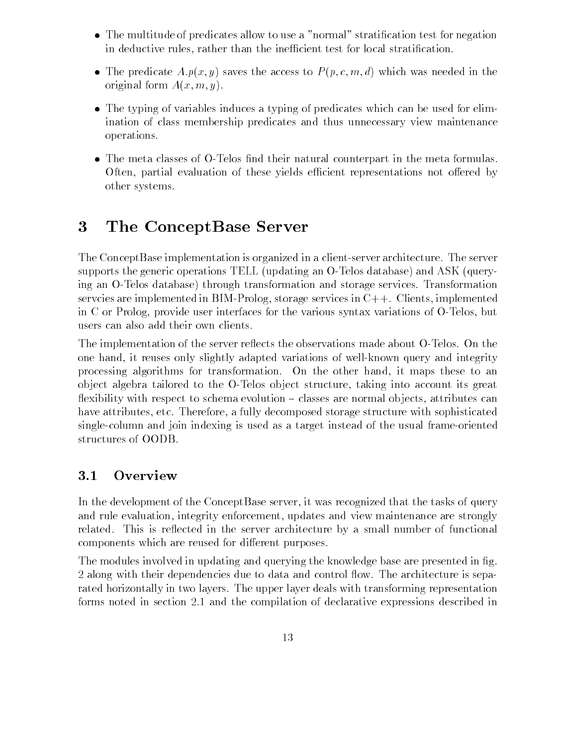- The multitude of predicates allow to use a "normal" stratification test for negation in deductive rules, rather than the inefficient test for local stratification.
- The predicate $A.p(x, y)$ saves the access to $P(p, c, m, d)$ which was needed in the original form $A(x, m, y)$.
- The typing of variables induces a typing of predicates which can be used for elimination of class membership predicates and thus unnecessary view maintenance operations.
- The meta classes of O-Telos find their natural counterpart in the meta formulas. Often, partial evaluation of these yields efficient representations not offered by other systems.

# 3 The ConceptBase Server

The ConceptBase implementation is organized in a client-server architecture. The server supports the generic operations TELL (updating an O-Telos database) and ASK (querying an O-Telos database) through transformation and storage services. Transformation servcies are implemented in BIM-Prolog, storage services in C++. Clients, implemented in C or Prolog, provide user interfaces for the various syntax variations of O-Telos, but users can also add their own clients.

The implementation of the server reflects the observations made about O-Telos. On the one hand, it reuses only slightly adapted variations of well-known query and integrity processing algorithms for transformation. On the other hand, it maps these to an object algebra tailored to the O-Telos object structure, taking into account its great flexibility with respect to schema evolution – classes are normal objects, attributes can have attributes, etc. Therefore, a fully decomposed storage structure with sophisticated single-column and join indexing is used as a target instead of the usual frame-oriented structures of OODB.

## 3.1 Overview

In the development of the ConceptBase server, it was recognized that the tasks of query and rule evaluation, integrity enforcement, updates and view maintenance are strongly related. This is reflected in the server architecture by a small number of functional components which are reused for different purposes.

The modules involved in updating and querying the knowledge base are presented in fig. 2 along with their dependencies due to data and control flow. The architecture is separated horizontally in two layers. The upper layer deals with transforming representation forms noted in section 2.1 and the compilation of declarative expressions described in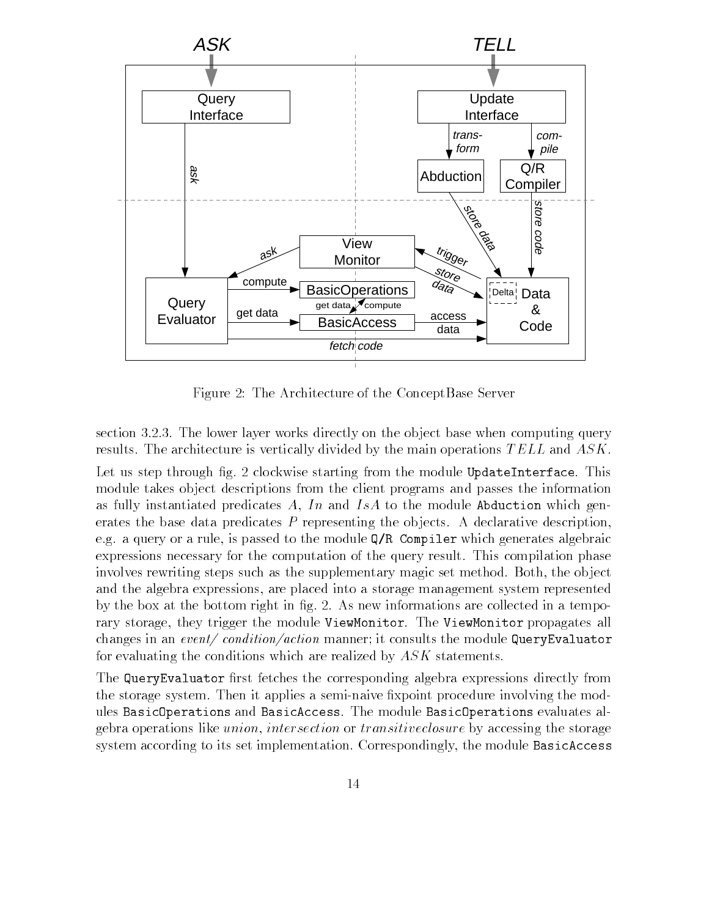Figure 2: The Architecture of the ConceptBase Server

section 3.2.3. The lower layer works directly on the object base when computing query results. The architecture is vertically divided by the main operations $TELL$ and $ASK$.

Let us step through fig. 2 clockwise starting from the module `UpdateInterface`. This module takes object descriptions from the client programs and passes the information as fully instantiated predicates $A$, $In$ and $IsA$ to the module `Abduction` which generates the base data predicates $P$ representing the objects. A declarative description, e.g. a query or a rule, is passed to the module `Q/R Compiler` which generates algebraic expressions necessary for the computation of the query result. This compilation phase involves rewriting steps such as the supplementary magic set method. Both, the object and the algebra expressions, are placed into a storage management system represented by the box at the bottom right in fig. 2. As new informations are collected in a temporary storage, they trigger the module `ViewMonitor`. The `ViewMonitor` propagates all changes in an *event/ condition/action* manner; it consults the module `QueryEvaluator` for evaluating the conditions which are realized by $ASK$ statements.

The `QueryEvaluator` first fetches the corresponding algebra expressions directly from the storage system. Then it applies a semi-naive fixpoint procedure involving the modules `BasicOperations` and `BasicAccess`. The module `BasicOperations` evaluates algebra operations like *union*, *intersection* or *transitiveclosure* by accessing the storage system according to its set implementation. Correspondingly, the module `BasicAccess`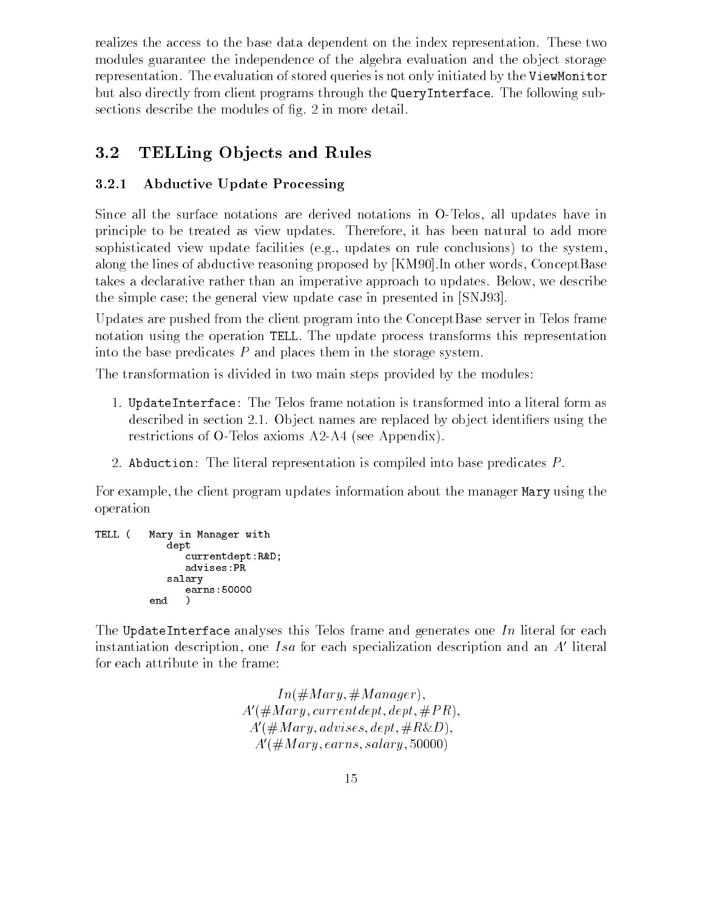realizes the access to the base data dependent on the index representation. These two modules guarantee the independence of the algebra evaluation and the object storage representation. The evaluation of stored queries is not only initiated by the `ViewMonitor` but also directly from client programs through the `QueryInterface`. The following subsections describe the modules of fig. 2 in more detail.

## 3.2 TELLing Objects and Rules

### 3.2.1 Abductive Update Processing

Since all the surface notations are derived notations in O-Telos, all updates have in principle to be treated as view updates. Therefore, it has been natural to add more sophisticated view update facilities (e.g., updates on rule conclusions) to the system, along the lines of abductive reasoning proposed by [KM90].In other words, ConceptBase takes a declarative rather than an imperative approach to updates. Below, we describe the simple case; the general view update case in presented in [SNJ93].

Updates are pushed from the client program into the ConceptBase server in Telos frame notation using the operation `TELL`. The update process transforms this representation into the base predicates $P$ and places them in the storage system.

The transformation is divided in two main steps provided by the modules:

1. `UpdateInterface`: The Telos frame notation is transformed into a literal form as described in section 2.1. Object names are replaced by object identifiers using the restrictions of O-Telos axioms A2-A4 (see Appendix).
2. `Abduction`: The literal representation is compiled into base predicates $P$.

For example, the client program updates information about the manager `Mary` using the operation

```
TELL (   Mary in Manager with
            dept
               currentdept:R&D;
               advises:PR
            salary
               earns:50000
         end   )
```

The `UpdateInterface` analyses this Telos frame and generates one $In$ literal for each instantiation description, one $Isa$ for each specialization description and an $A'$ literal for each attribute in the frame:

$$In(\#Mary, \#Manager),$$
$$A'(\#Mary, currentdept, dept, \#PR),$$
$$A'(\#Mary, advises, dept, \#R\&D),$$
$$A'(\#Mary, earns, salary, 50000)$$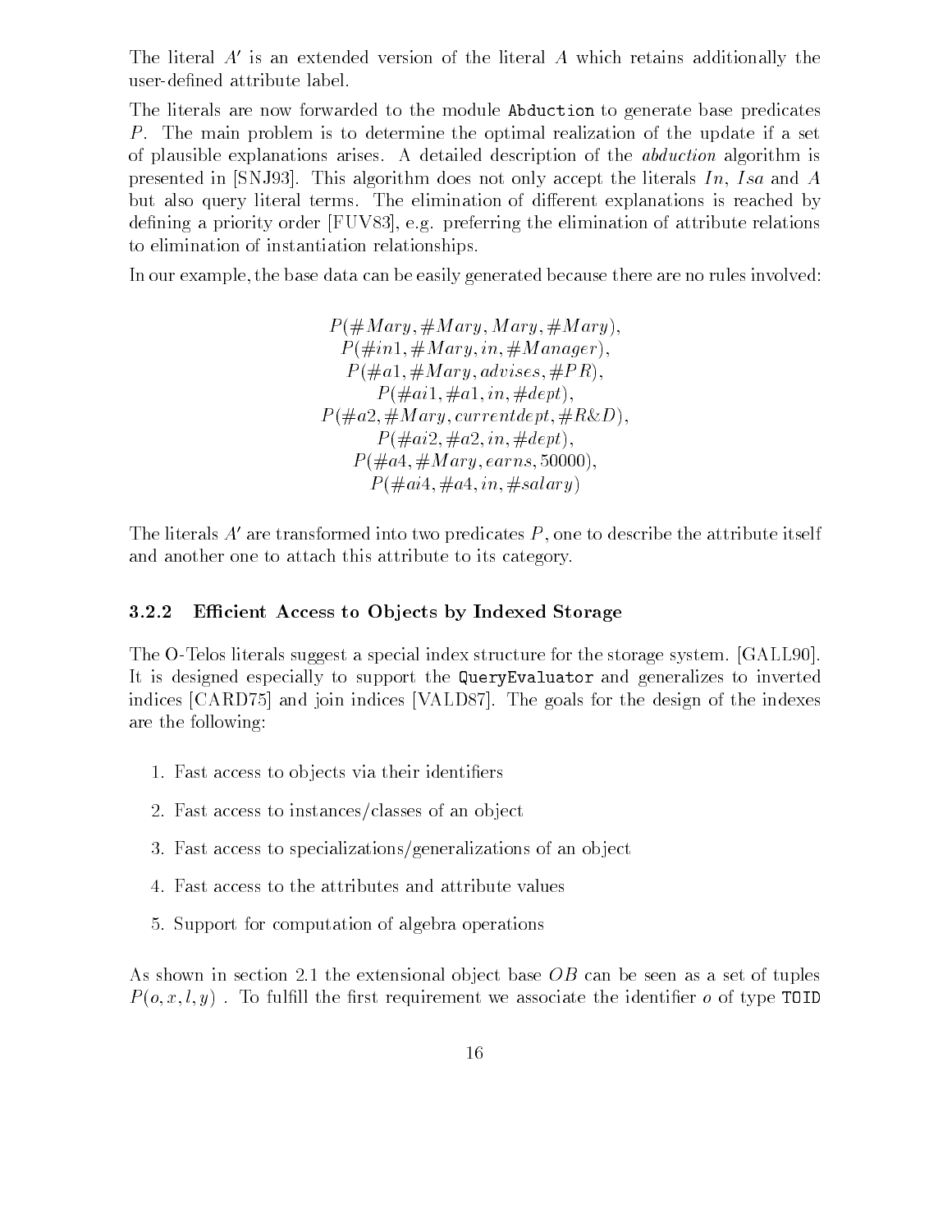The literal $A'$ is an extended version of the literal $A$ which retains additionally the user-defined attribute label.

The literals are now forwarded to the module `Abduction` to generate base predicates $P$. The main problem is to determine the optimal realization of the update if a set of plausible explanations arises. A detailed description of the *abduction* algorithm is presented in [SNJ93]. This algorithm does not only accept the literals $In$, $Isa$ and $A$ but also query literal terms. The elimination of different explanations is reached by defining a priority order [FUV83], e.g. preferring the elimination of attribute relations to elimination of instantiation relationships.

In our example, the base data can be easily generated because there are no rules involved:

$$
\begin{gathered}
P(\#Mary, \#Mary, Mary, \#Mary),\\
P(\#in1, \#Mary, in, \#Manager),\\
P(\#a1, \#Mary, advises, \#PR),\\
P(\#ai1, \#a1, in, \#dept),\\
P(\#a2, \#Mary, currentdept, \#R\&D),\\
P(\#ai2, \#a2, in, \#dept),\\
P(\#a4, \#Mary, earns, 50000),\\
P(\#ai4, \#a4, in, \#salary)
\end{gathered}
$$

The literals $A'$ are transformed into two predicates $P$, one to describe the attribute itself and another one to attach this attribute to its category.

### 3.2.2 Efficient Access to Objects by Indexed Storage

The O-Telos literals suggest a special index structure for the storage system. [GALL90]. It is designed especially to support the `QueryEvaluator` and generalizes to inverted indices [CARD75] and join indices [VALD87]. The goals for the design of the indexes are the following:

1. Fast access to objects via their identifiers
2. Fast access to instances/classes of an object
3. Fast access to specializations/generalizations of an object
4. Fast access to the attributes and attribute values
5. Support for computation of algebra operations

As shown in section 2.1 the extensional object base $OB$ can be seen as a set of tuples $P(o, x, l, y)$ . To fulfill the first requirement we associate the identifier $o$ of type `TOID`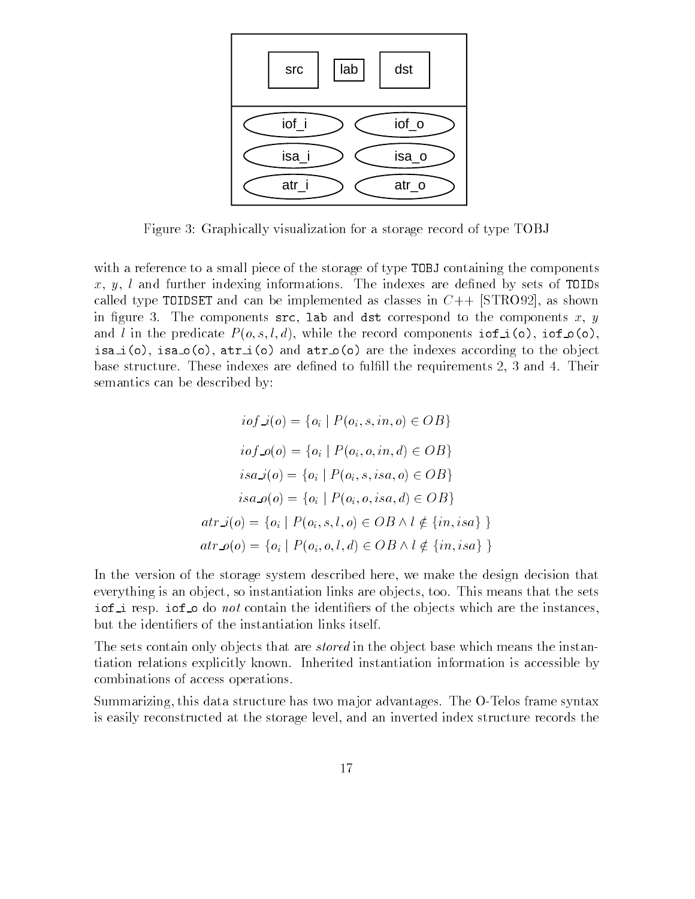Figure 3: Graphically visualization for a storage record of type TOBJ

with a reference to a small piece of the storage of type `TOBJ` containing the components $x$, $y$, $l$ and further indexing informations. The indexes are defined by sets of `TOID`s called type `TOIDSET` and can be implemented as classes in $C$++ [STRO92], as shown in figure 3. The components `src`, `lab` and `dst` correspond to the components $x$, $y$ and $l$ in the predicate $P(o, s, l, d)$, while the record components `iof_i(o)`, `iof_o(o)`, `isa_i(o)`, `isa_o(o)`, `atr_i(o)` and `atr_o(o)` are the indexes according to the object base structure. These indexes are defined to fulfill the requirements 2, 3 and 4. Their semantics can be described by:

$$iof\_i(o) = \{o_i \mid P(o_i, s, in, o) \in OB\}$$

$$iof\_o(o) = \{o_i \mid P(o_i, o, in, d) \in OB\}$$

$$isa\_i(o) = \{o_i \mid P(o_i, s, isa, o) \in OB\}$$

$$isa\_o(o) = \{o_i \mid P(o_i, o, isa, d) \in OB\}$$

$$atr\_i(o) = \{o_i \mid P(o_i, s, l, o) \in OB \wedge l \notin \{in, isa\}\ \}$$

$$atr\_o(o) = \{o_i \mid P(o_i, o, l, d) \in OB \wedge l \notin \{in, isa\}\ \}$$

In the version of the storage system described here, we make the design decision that everything is an object, so instantiation links are objects, too. This means that the sets `iof_i` resp. `iof_o` do *not* contain the identifiers of the objects which are the instances, but the identifiers of the instantiation links itself.

The sets contain only objects that are *stored* in the object base which means the instantiation relations explicitly known. Inherited instantiation information is accessible by combinations of access operations.

Summarizing, this data structure has two major advantages. The O-Telos frame syntax is easily reconstructed at the storage level, and an inverted index structure records the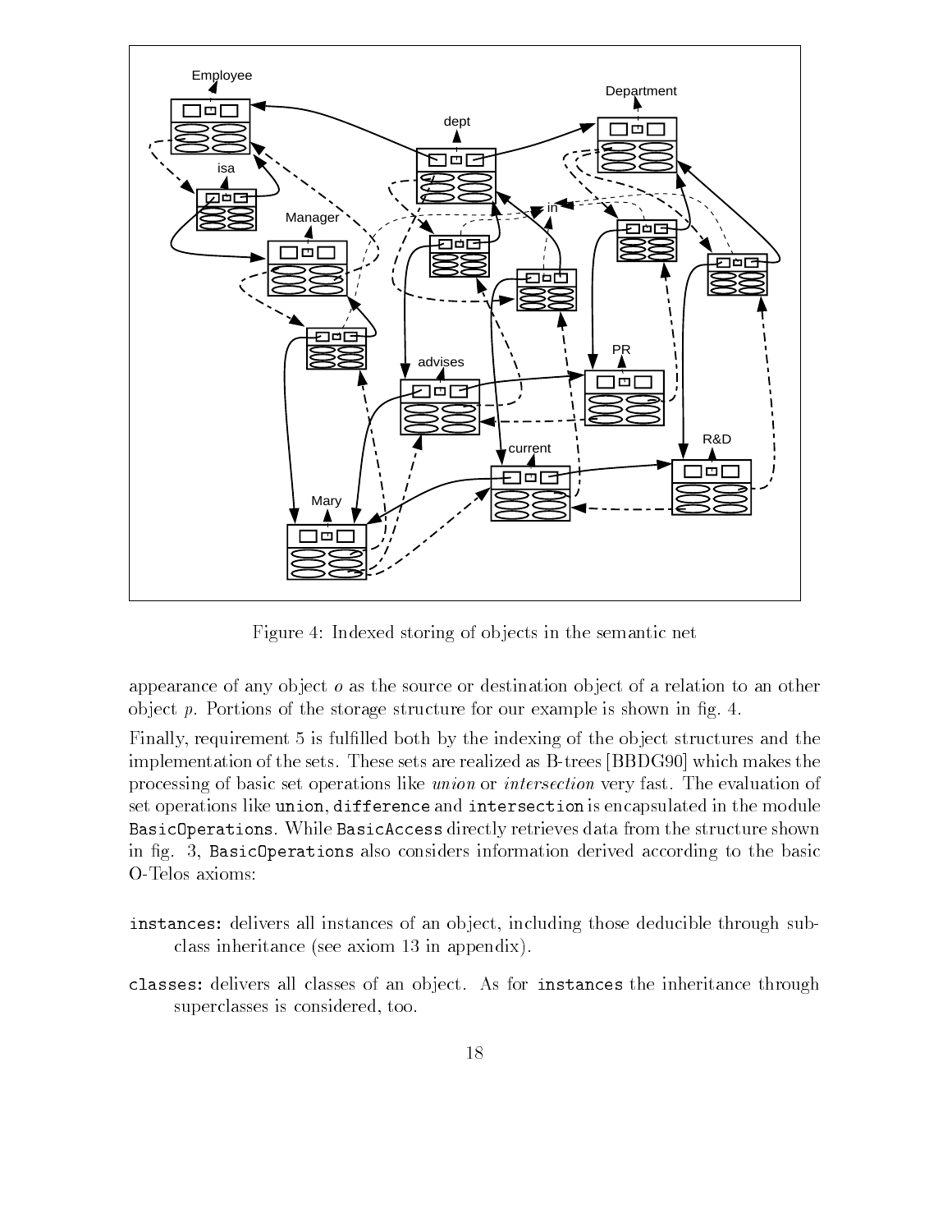Figure 4: Indexed storing of objects in the semantic net

appearance of any object $o$ as the source or destination object of a relation to an other object $p$. Portions of the storage structure for our example is shown in fig. 4.

Finally, requirement 5 is fulfilled both by the indexing of the object structures and the implementation of the sets. These sets are realized as B-trees [BBDG90] which makes the processing of basic set operations like *union* or *intersection* very fast. The evaluation of set operations like `union`, `difference` and `intersection` is encapsulated in the module `BasicOperations`. While `BasicAccess` directly retrieves data from the structure shown in fig. 3, `BasicOperations` also considers information derived according to the basic O-Telos axioms:

`instances`: delivers all instances of an object, including those deducible through subclass inheritance (see axiom 13 in appendix).

`classes`: delivers all classes of an object. As for `instances` the inheritance through superclasses is considered, too.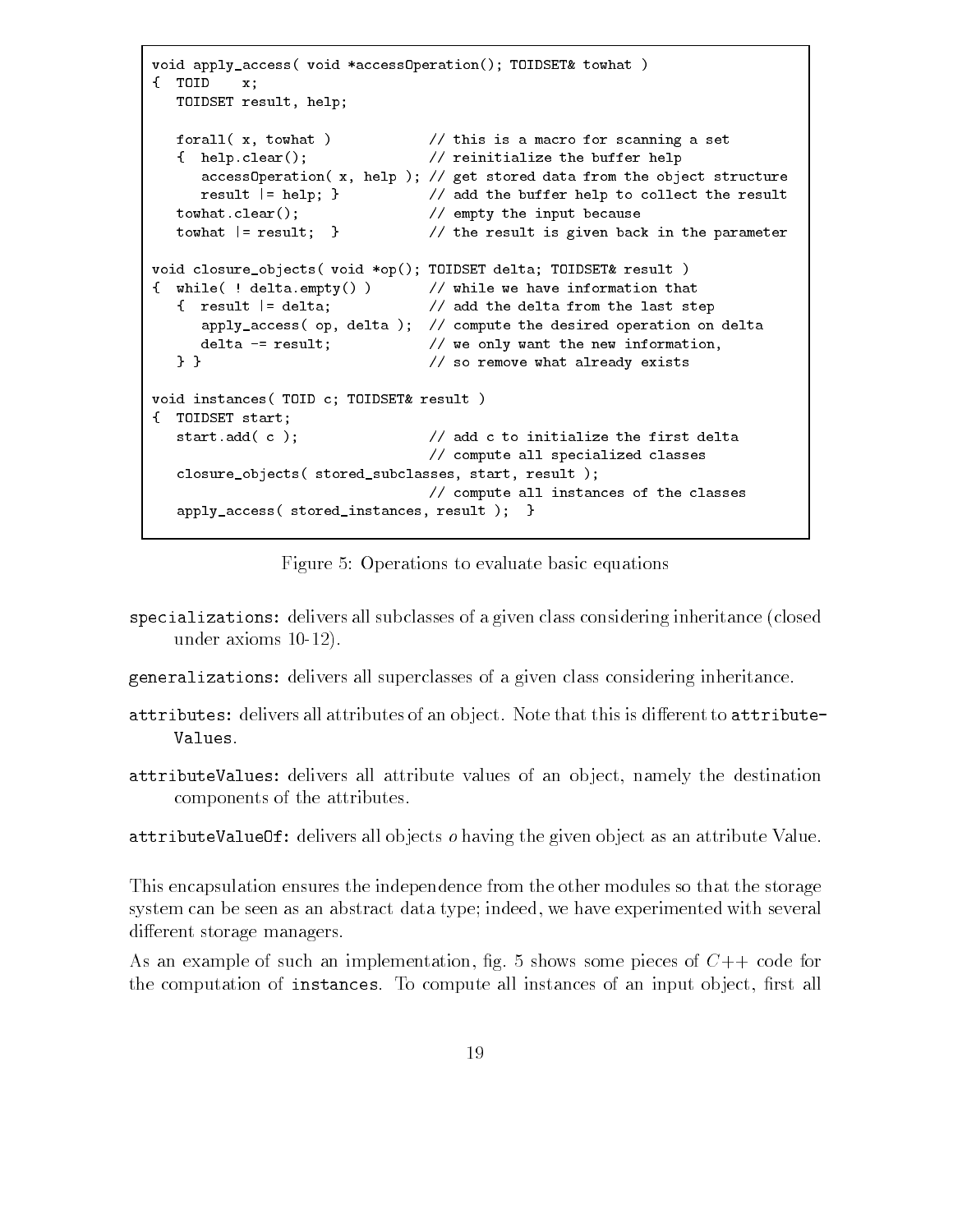```
void apply_access( void *accessOperation(); TOIDSET& towhat )
{  TOID    x;
   TOIDSET result, help;

   forall( x, towhat )            // this is a macro for scanning a set
   {  help.clear();               // reinitialize the buffer help
      accessOperation( x, help ); // get stored data from the object structure
      result |= help; }           // add the buffer help to collect the result
   towhat.clear();                // empty the input because
   towhat |= result;  }           // the result is given back in the parameter

void closure_objects( void *op(); TOIDSET delta; TOIDSET& result )
{  while( ! delta.empty() )       // while we have information that
   {  result |= delta;            // add the delta from the last step
      apply_access( op, delta );  // compute the desired operation on delta
      delta -= result;            // we only want the new information,
   } }                            // so remove what already exists

void instances( TOID c; TOIDSET& result )
{  TOIDSET start;
   start.add( c );                // add c to initialize the first delta
                                  // compute all specialized classes
   closure_objects( stored_subclasses, start, result );
                                  // compute all instances of the classes
   apply_access( stored_instances, result );  }
```

Figure 5: Operations to evaluate basic equations

`specializations`: delivers all subclasses of a given class considering inheritance (closed under axioms 10-12).

`generalizations`: delivers all superclasses of a given class considering inheritance.

`attributes`: delivers all attributes of an object. Note that this is different to `attributeValues`.

`attributeValues`: delivers all attribute values of an object, namely the destination components of the attributes.

`attributeValueOf`: delivers all objects $o$ having the given object as an attribute Value.

This encapsulation ensures the independence from the other modules so that the storage system can be seen as an abstract data type; indeed, we have experimented with several different storage managers.

As an example of such an implementation, fig. 5 shows some pieces of $C$++ code for the computation of `instances`. To compute all instances of an input object, first all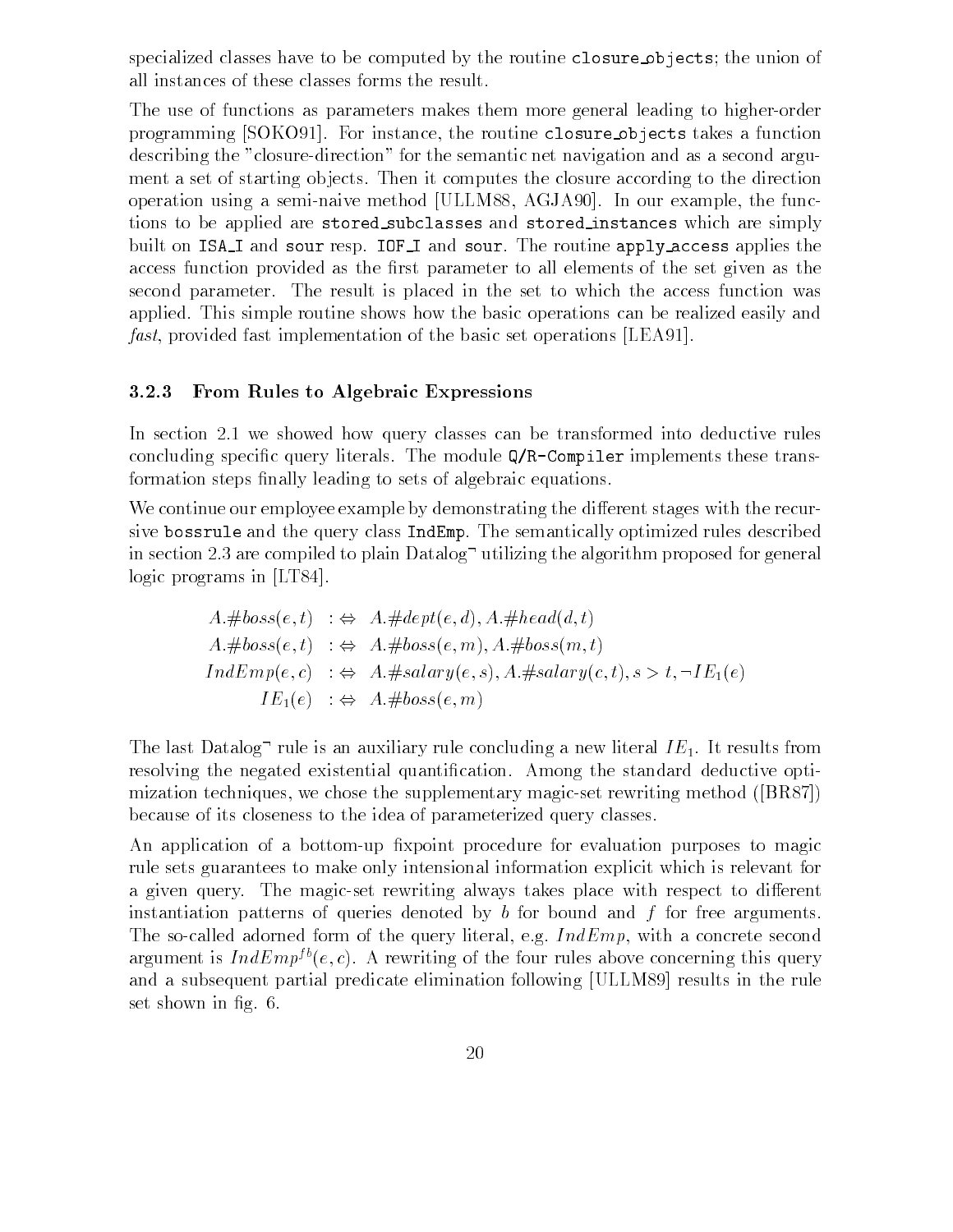specialized classes have to be computed by the routine `closure_objects`; the union of all instances of these classes forms the result.

The use of functions as parameters makes them more general leading to higher-order programming [SOKO91]. For instance, the routine `closure_objects` takes a function describing the "closure-direction" for the semantic net navigation and as a second argument a set of starting objects. Then it computes the closure according to the direction operation using a semi-naive method [ULLM88, AGJA90]. In our example, the functions to be applied are `stored_subclasses` and `stored_instances` which are simply built on `ISA_I` and `sour` resp. `IOF_I` and `sour`. The routine `apply_access` applies the access function provided as the first parameter to all elements of the set given as the second parameter. The result is placed in the set to which the access function was applied. This simple routine shows how the basic operations can be realized easily and *fast*, provided fast implementation of the basic set operations [LEA91].

### 3.2.3 From Rules to Algebraic Expressions

In section 2.1 we showed how query classes can be transformed into deductive rules concluding specific query literals. The module `Q/R-Compiler` implements these transformation steps finally leading to sets of algebraic equations.

We continue our employee example by demonstrating the different stages with the recursive `bossrule` and the query class `IndEmp`. The semantically optimized rules described in section 2.3 are compiled to plain Datalog$^\neg$ utilizing the algorithm proposed for general logic programs in [LT84].

$$
\begin{aligned}
A.\#boss(e,t) &\;:\Leftrightarrow\; A.\#dept(e,d), A.\#head(d,t)\\
A.\#boss(e,t) &\;:\Leftrightarrow\; A.\#boss(e,m), A.\#boss(m,t)\\
IndEmp(e,c) &\;:\Leftrightarrow\; A.\#salary(e,s), A.\#salary(c,t), s > t, \neg IE_1(e)\\
IE_1(e) &\;:\Leftrightarrow\; A.\#boss(e,m)
\end{aligned}
$$

The last Datalog$^\neg$ rule is an auxiliary rule concluding a new literal $IE_1$. It results from resolving the negated existential quantification. Among the standard deductive optimization techniques, we chose the supplementary magic-set rewriting method ([BR87]) because of its closeness to the idea of parameterized query classes.

An application of a bottom-up fixpoint procedure for evaluation purposes to magic rule sets guarantees to make only intensional information explicit which is relevant for a given query. The magic-set rewriting always takes place with respect to different instantiation patterns of queries denoted by $b$ for bound and $f$ for free arguments. The so-called adorned form of the query literal, e.g. $IndEmp$, with a concrete second argument is $IndEmp^{fb}(e,c)$. A rewriting of the four rules above concerning this query and a subsequent partial predicate elimination following [ULLM89] results in the rule set shown in fig. 6.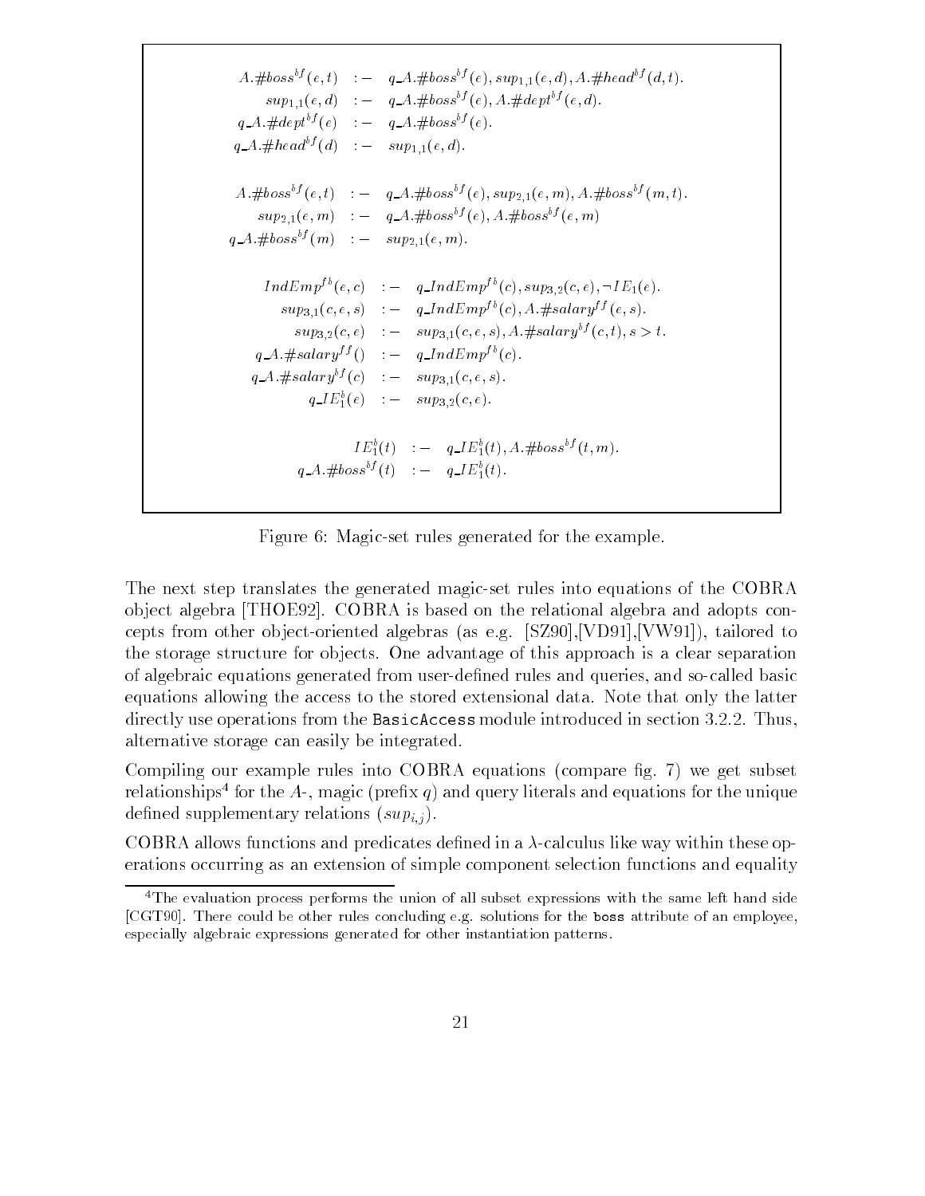$$
\begin{array}{rcl}
A.\#boss^{bf}(e,t) & :- & q\_A.\#boss^{bf}(e), sup_{1,1}(e,d), A.\#head^{bf}(d,t). \\
sup_{1,1}(e,d) & :- & q\_A.\#boss^{bf}(e), A.\#dept^{bf}(e,d). \\
q\_A.\#dept^{bf}(e) & :- & q\_A.\#boss^{bf}(e). \\
q\_A.\#head^{bf}(d) & :- & sup_{1,1}(e,d). \\
 & & \\
A.\#boss^{bf}(e,t) & :- & q\_A.\#boss^{bf}(e), sup_{2,1}(e,m), A.\#boss^{bf}(m,t). \\
sup_{2,1}(e,m) & :- & q\_A.\#boss^{bf}(e), A.\#boss^{bf}(e,m) \\
q\_A.\#boss^{bf}(m) & :- & sup_{2,1}(e,m). \\
 & & \\
IndEmp^{fb}(e,c) & :- & q\_IndEmp^{fb}(c), sup_{3,2}(c,e), \neg IE_1(e). \\
sup_{3,1}(c,e,s) & :- & q\_IndEmp^{fb}(c), A.\#salary^{ff}(e,s). \\
sup_{3,2}(c,e) & :- & sup_{3,1}(c,e,s), A.\#salary^{bf}(c,t), s > t. \\
q\_A.\#salary^{ff}() & :- & q\_IndEmp^{fb}(c). \\
q\_A.\#salary^{bf}(c) & :- & sup_{3,1}(c,e,s). \\
q\_IE_1^{b}(e) & :- & sup_{3,2}(c,e). \\
 & & \\
IE_1^{b}(t) & :- & q\_IE_1^{b}(t), A.\#boss^{bf}(t,m). \\
q\_A.\#boss^{bf}(t) & :- & q\_IE_1^{b}(t).
\end{array}
$$

Figure 6: Magic-set rules generated for the example.

The next step translates the generated magic-set rules into equations of the COBRA object algebra [THOE92]. COBRA is based on the relational algebra and adopts concepts from other object-oriented algebras (as e.g. [SZ90],[VD91],[VW91]), tailored to the storage structure for objects. One advantage of this approach is a clear separation of algebraic equations generated from user-defined rules and queries, and so-called basic equations allowing the access to the stored extensional data. Note that only the latter directly use operations from the `BasicAccess` module introduced in section 3.2.2. Thus, alternative storage can easily be integrated.

Compiling our example rules into COBRA equations (compare fig. 7) we get subset relationships[4] for the $A$-, magic (prefix $q$) and query literals and equations for the unique defined supplementary relations ($sup_{i,j}$).

COBRA allows functions and predicates defined in a $\lambda$-calculus like way within these operations occurring as an extension of simple component selection functions and equality

[4] The evaluation process performs the union of all subset expressions with the same left hand side [CGT90]. There could be other rules concluding e.g. solutions for the `boss` attribute of an employee, especially algebraic expressions generated for other instantiation patterns.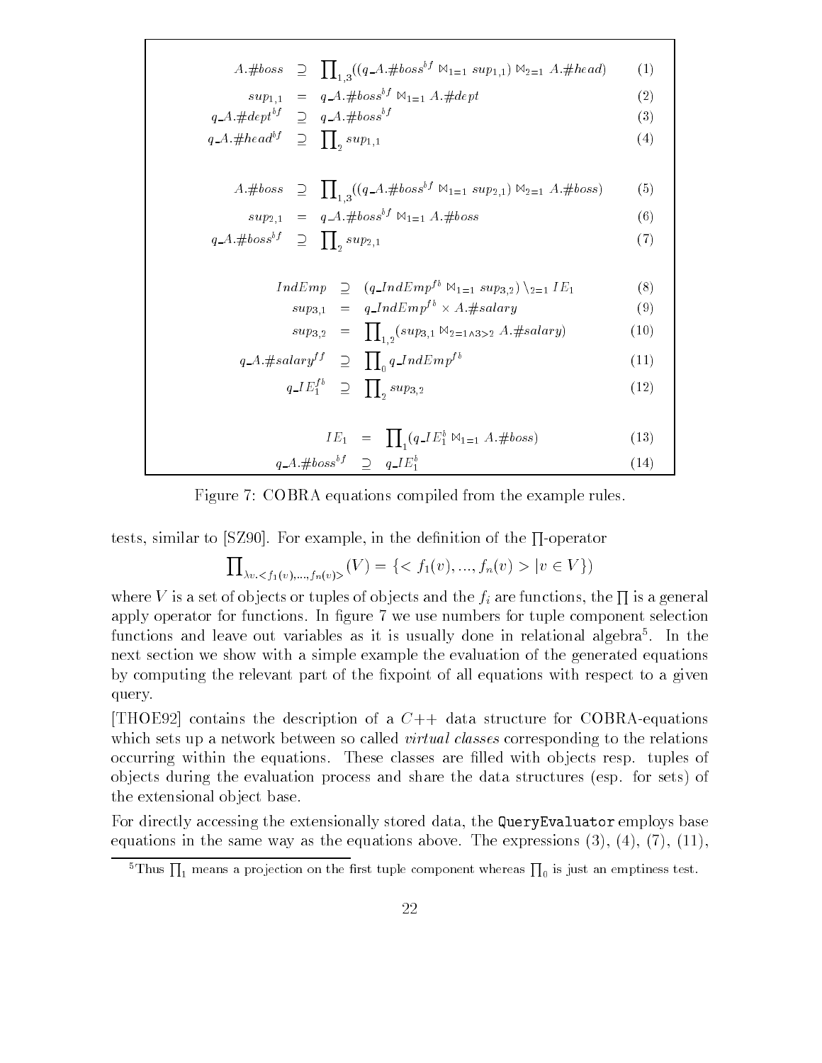$$A.\#boss \supseteq \prod_{1,3}((q\_A.\#boss^{bf} \bowtie_{1=1} sup_{1,1}) \bowtie_{2=1} A.\#head) \quad (1)$$

$$sup_{1,1} = q\_A.\#boss^{bf} \bowtie_{1=1} A.\#dept \quad (2)$$

$$q\_A.\#dept^{bf} \supseteq q\_A.\#boss^{bf} \quad (3)$$

$$q\_A.\#head^{bf} \supseteq \prod_{2} sup_{1,1} \quad (4)$$

$$A.\#boss \supseteq \prod_{1,3}((q\_A.\#boss^{bf} \bowtie_{1=1} sup_{2,1}) \bowtie_{2=1} A.\#boss) \quad (5)$$

$$sup_{2,1} = q\_A.\#boss^{bf} \bowtie_{1=1} A.\#boss \quad (6)$$

$$q\_A.\#boss^{bf} \supseteq \prod_{2} sup_{2,1} \quad (7)$$

$$IndEmp \supseteq (q\_IndEmp^{fb} \bowtie_{1=1} sup_{3,2}) \setminus_{2=1} IE_1 \quad (8)$$

$$sup_{3,1} = q\_IndEmp^{fb} \times A.\#salary \quad (9)$$

$$sup_{3,2} = \prod_{1,2}(sup_{3,1} \bowtie_{2=1 \wedge 3>2} A.\#salary) \quad (10)$$

$$q\_A.\#salary^{ff} \supseteq \prod_{0} q\_IndEmp^{fb} \quad (11)$$

$$q\_IE_1^{fb} \supseteq \prod_{2} sup_{3,2} \quad (12)$$

$$IE_1 = \prod_{1}(q\_IE_1^{b} \bowtie_{1=1} A.\#boss) \quad (13)$$

$$q\_A.\#boss^{bf} \supseteq q\_IE_1^{b} \quad (14)$$

Figure 7: COBRA equations compiled from the example rules.

tests, similar to [SZ90]. For example, in the definition of the $\prod$-operator

$$\prod_{\lambda v.<f_1(v),...,f_n(v)>}(V) = \{< f_1(v), ..., f_n(v) > | v \in V\})$$

where $V$ is a set of objects or tuples of objects and the $f_i$ are functions, the $\prod$ is a general apply operator for functions. In figure 7 we use numbers for tuple component selection functions and leave out variables as it is usually done in relational algebra[5]. In the next section we show with a simple example the evaluation of the generated equations by computing the relevant part of the fixpoint of all equations with respect to a given query.

[THOE92] contains the description of a $C$++ data structure for COBRA-equations which sets up a network between so called *virtual classes* corresponding to the relations occurring within the equations. These classes are filled with objects resp. tuples of objects during the evaluation process and share the data structures (esp. for sets) of the extensional object base.

For directly accessing the extensionally stored data, the `QueryEvaluator` employs base equations in the same way as the equations above. The expressions (3), (4), (7), (11),

[5] Thus $\prod_1$ means a projection on the first tuple component whereas $\prod_0$ is just an emptiness test.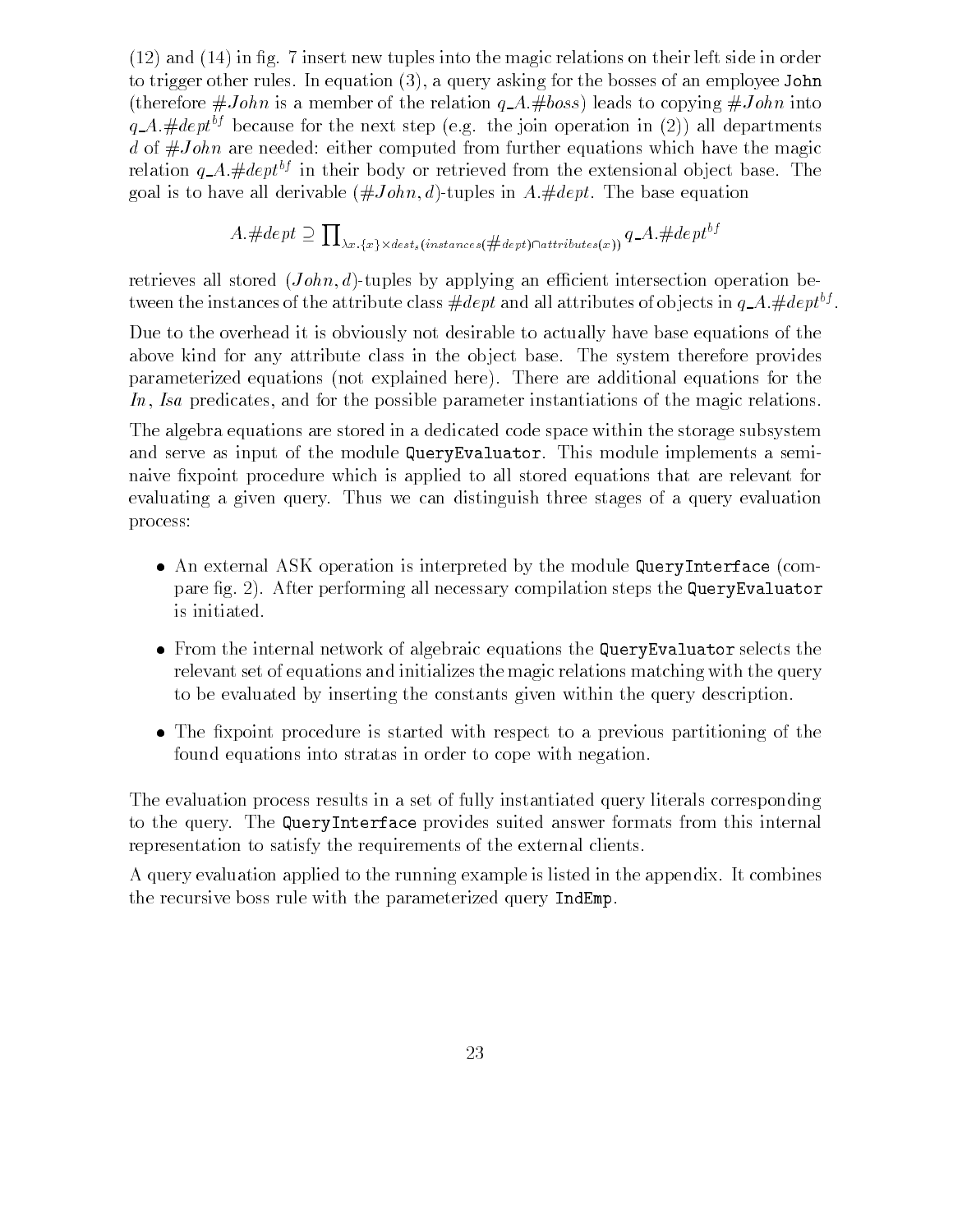(12) and (14) in fig. 7 insert new tuples into the magic relations on their left side in order to trigger other rules. In equation (3), a query asking for the bosses of an employee `John` (therefore $\#John$ is a member of the relation $q\_A.\#boss$) leads to copying $\#John$ into $q\_A.\#dept^{bf}$ because for the next step (e.g. the join operation in (2)) all departments $d$ of $\#John$ are needed: either computed from further equations which have the magic relation $q\_A.\#dept^{bf}$ in their body or retrieved from the extensional object base. The goal is to have all derivable $(\#John, d)$-tuples in $A.\#dept$. The base equation

$$A.\#dept \supseteq \prod_{\lambda x.\{x\} \times dests(instances(\#dept) \cap attributes(x))} q\_A.\#dept^{bf}$$

retrieves all stored $(John, d)$-tuples by applying an efficient intersection operation between the instances of the attribute class $\#dept$ and all attributes of objects in $q\_A.\#dept^{bf}$.

Due to the overhead it is obviously not desirable to actually have base equations of the above kind for any attribute class in the object base. The system therefore provides parameterized equations (not explained here). There are additional equations for the *In*, *Isa* predicates, and for the possible parameter instantiations of the magic relations.

The algebra equations are stored in a dedicated code space within the storage subsystem and serve as input of the module `QueryEvaluator`. This module implements a semi-naive fixpoint procedure which is applied to all stored equations that are relevant for evaluating a given query. Thus we can distinguish three stages of a query evaluation process:

- An external ASK operation is interpreted by the module `QueryInterface` (compare fig. 2). After performing all necessary compilation steps the `QueryEvaluator` is initiated.
- From the internal network of algebraic equations the `QueryEvaluator` selects the relevant set of equations and initializes the magic relations matching with the query to be evaluated by inserting the constants given within the query description.
- The fixpoint procedure is started with respect to a previous partitioning of the found equations into stratas in order to cope with negation.

The evaluation process results in a set of fully instantiated query literals corresponding to the query. The `QueryInterface` provides suited answer formats from this internal representation to satisfy the requirements of the external clients.

A query evaluation applied to the running example is listed in the appendix. It combines the recursive boss rule with the parameterized query `IndEmp`.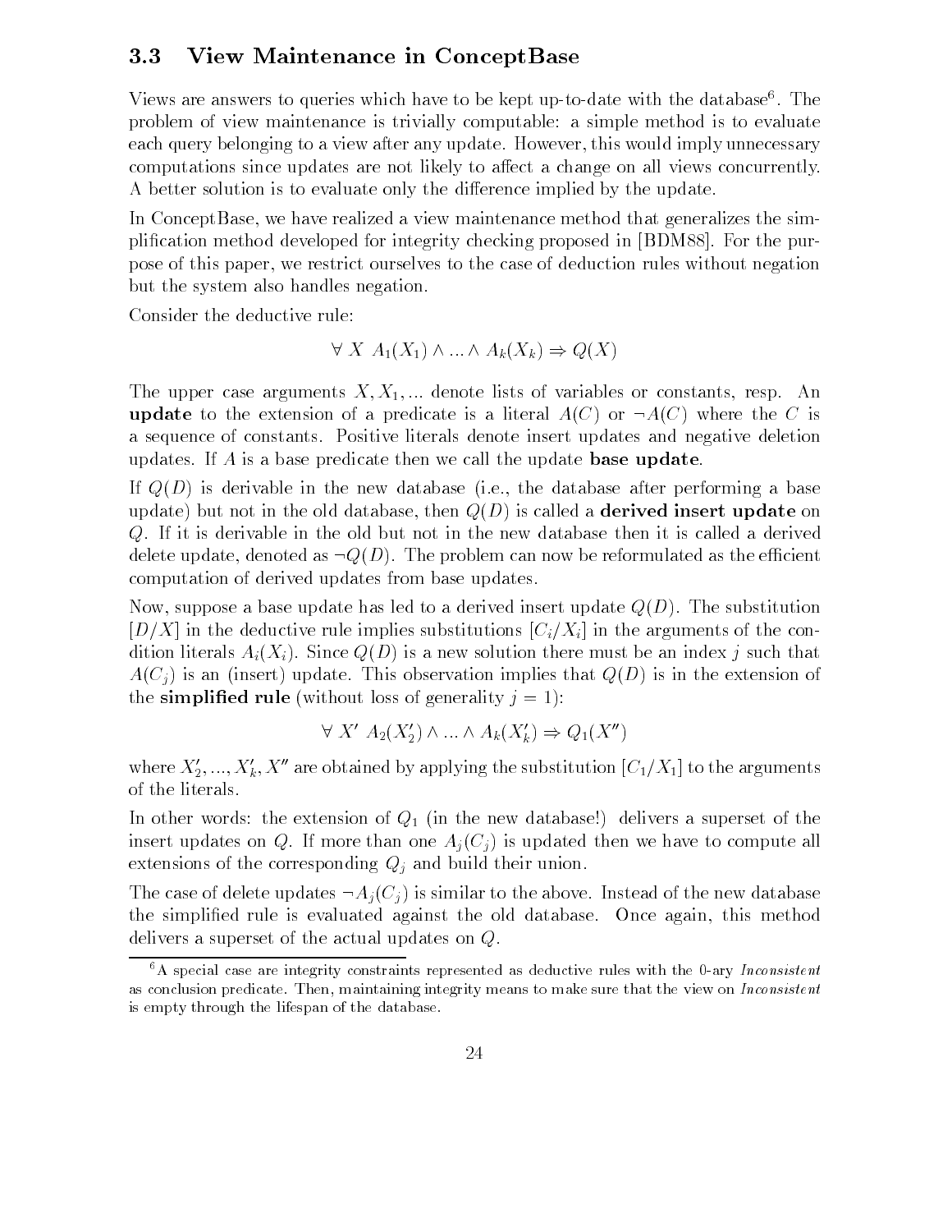### 3.3 View Maintenance in ConceptBase

Views are answers to queries which have to be kept up-to-date with the database[6]. The problem of view maintenance is trivially computable: a simple method is to evaluate each query belonging to a view after any update. However, this would imply unnecessary computations since updates are not likely to affect a change on all views concurrently. A better solution is to evaluate only the difference implied by the update.

In ConceptBase, we have realized a view maintenance method that generalizes the simplification method developed for integrity checking proposed in [BDM88]. For the purpose of this paper, we restrict ourselves to the case of deduction rules without negation but the system also handles negation.

Consider the deductive rule:

$$\forall\ X\ \ A_1(X_1) \wedge ... \wedge A_k(X_k) \Rightarrow Q(X)$$

The upper case arguments $X, X_1, ...$ denote lists of variables or constants, resp. An **update** to the extension of a predicate is a literal $A(C)$ or $\neg A(C)$ where the $C$ is a sequence of constants. Positive literals denote insert updates and negative deletion updates. If $A$ is a base predicate then we call the update **base update**.

If $Q(D)$ is derivable in the new database (i.e., the database after performing a base update) but not in the old database, then $Q(D)$ is called a **derived insert update** on $Q$. If it is derivable in the old but not in the new database then it is called a derived delete update, denoted as $\neg Q(D)$. The problem can now be reformulated as the efficient computation of derived updates from base updates.

Now, suppose a base update has led to a derived insert update $Q(D)$. The substitution $[D/X]$ in the deductive rule implies substitutions $[C_i/X_i]$ in the arguments of the condition literals $A_i(X_i)$. Since $Q(D)$ is a new solution there must be an index $j$ such that $A(C_j)$ is an (insert) update. This observation implies that $Q(D)$ is in the extension of the **simplified rule** (without loss of generality $j = 1$):

$$\forall\ X'\ \ A_2(X_2') \wedge ... \wedge A_k(X_k') \Rightarrow Q_1(X'')$$

where $X_2', ..., X_k', X''$ are obtained by applying the substitution $[C_1/X_1]$ to the arguments of the literals.

In other words: the extension of $Q_1$ (in the new database!) delivers a superset of the insert updates on $Q$. If more than one $A_j(C_j)$ is updated then we have to compute all extensions of the corresponding $Q_j$ and build their union.

The case of delete updates $\neg A_j(C_j)$ is similar to the above. Instead of the new database the simplified rule is evaluated against the old database. Once again, this method delivers a superset of the actual updates on $Q$.

---

[6] A special case are integrity constraints represented as deductive rules with the 0-ary *Inconsistent* as conclusion predicate. Then, maintaining integrity means to make sure that the view on *Inconsistent* is empty through the lifespan of the database.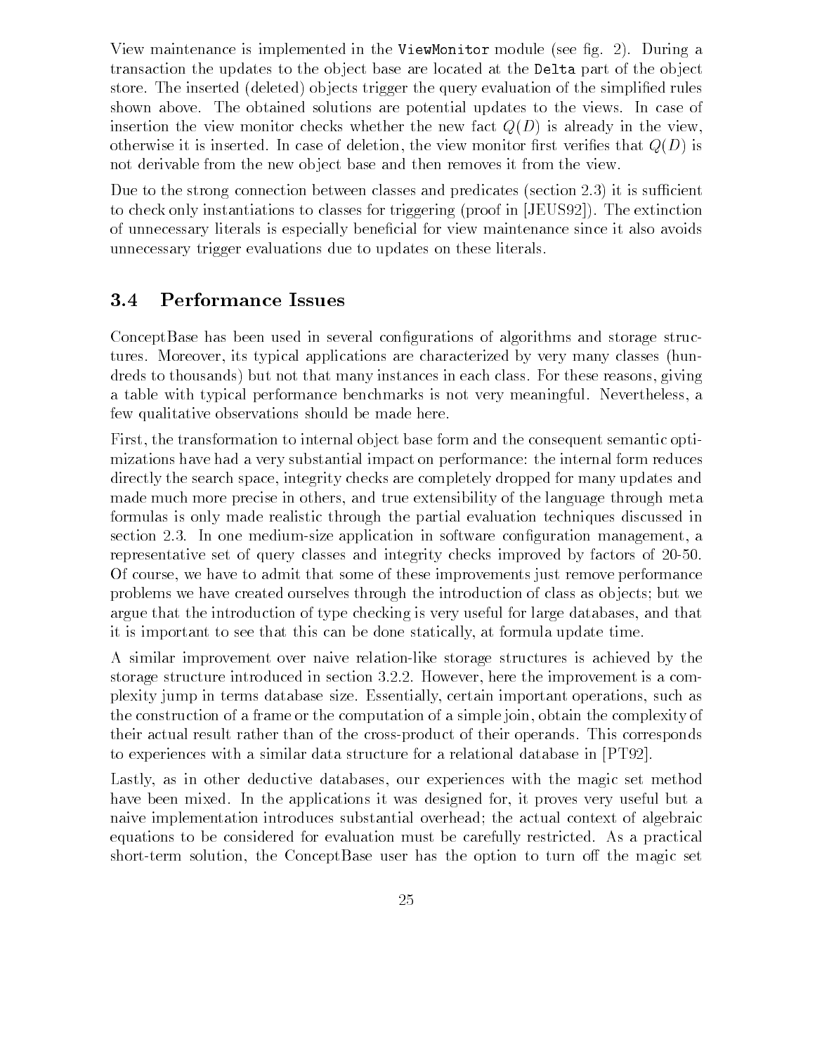View maintenance is implemented in the `ViewMonitor` module (see fig. 2). During a transaction the updates to the object base are located at the `Delta` part of the object store. The inserted (deleted) objects trigger the query evaluation of the simplified rules shown above. The obtained solutions are potential updates to the views. In case of insertion the view monitor checks whether the new fact $Q(D)$ is already in the view, otherwise it is inserted. In case of deletion, the view monitor first verifies that $Q(D)$ is not derivable from the new object base and then removes it from the view.

Due to the strong connection between classes and predicates (section 2.3) it is sufficient to check only instantiations to classes for triggering (proof in [JEUS92]). The extinction of unnecessary literals is especially beneficial for view maintenance since it also avoids unnecessary trigger evaluations due to updates on these literals.

### 3.4 Performance Issues

ConceptBase has been used in several configurations of algorithms and storage structures. Moreover, its typical applications are characterized by very many classes (hundreds to thousands) but not that many instances in each class. For these reasons, giving a table with typical performance benchmarks is not very meaningful. Nevertheless, a few qualitative observations should be made here.

First, the transformation to internal object base form and the consequent semantic optimizations have had a very substantial impact on performance: the internal form reduces directly the search space, integrity checks are completely dropped for many updates and made much more precise in others, and true extensibility of the language through meta formulas is only made realistic through the partial evaluation techniques discussed in section 2.3. In one medium-size application in software configuration management, a representative set of query classes and integrity checks improved by factors of 20-50. Of course, we have to admit that some of these improvements just remove performance problems we have created ourselves through the introduction of class as objects; but we argue that the introduction of type checking is very useful for large databases, and that it is important to see that this can be done statically, at formula update time.

A similar improvement over naive relation-like storage structures is achieved by the storage structure introduced in section 3.2.2. However, here the improvement is a complexity jump in terms database size. Essentially, certain important operations, such as the construction of a frame or the computation of a simple join, obtain the complexity of their actual result rather than of the cross-product of their operands. This corresponds to experiences with a similar data structure for a relational database in [PT92].

Lastly, as in other deductive databases, our experiences with the magic set method have been mixed. In the applications it was designed for, it proves very useful but a naive implementation introduces substantial overhead; the actual context of algebraic equations to be considered for evaluation must be carefully restricted. As a practical short-term solution, the ConceptBase user has the option to turn off the magic set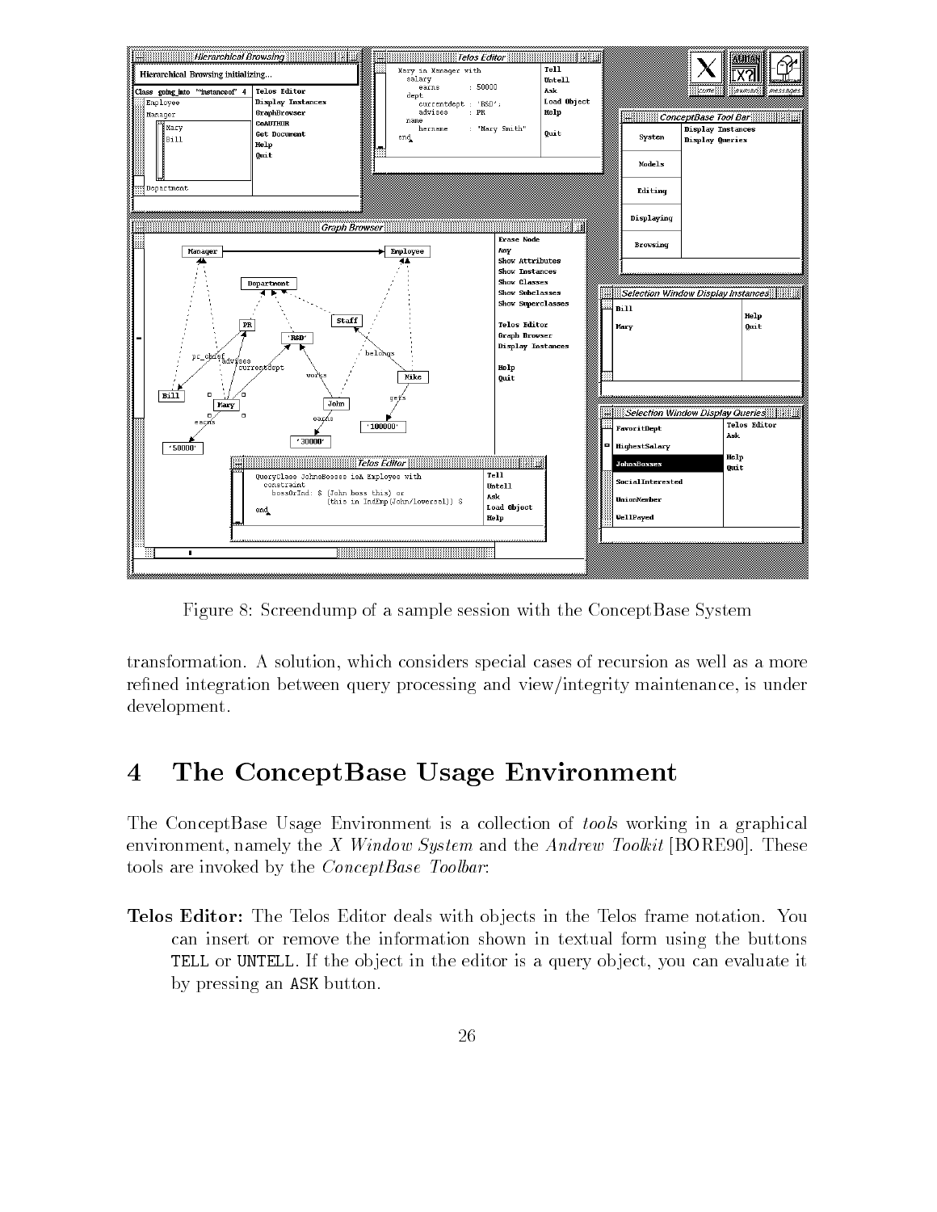Figure 8: Screendump of a sample session with the ConceptBase System

transformation. A solution, which considers special cases of recursion as well as a more refined integration between query processing and view/integrity maintenance, is under development.

# 4 The ConceptBase Usage Environment

The ConceptBase Usage Environment is a collection of *tools* working in a graphical environment, namely the *X Window System* and the *Andrew Toolkit* [BORE90]. These tools are invoked by the *ConceptBase Toolbar*:

**Telos Editor:** The Telos Editor deals with objects in the Telos frame notation. You can insert or remove the information shown in textual form using the buttons `TELL` or `UNTELL`. If the object in the editor is a query object, you can evaluate it by pressing an `ASK` button.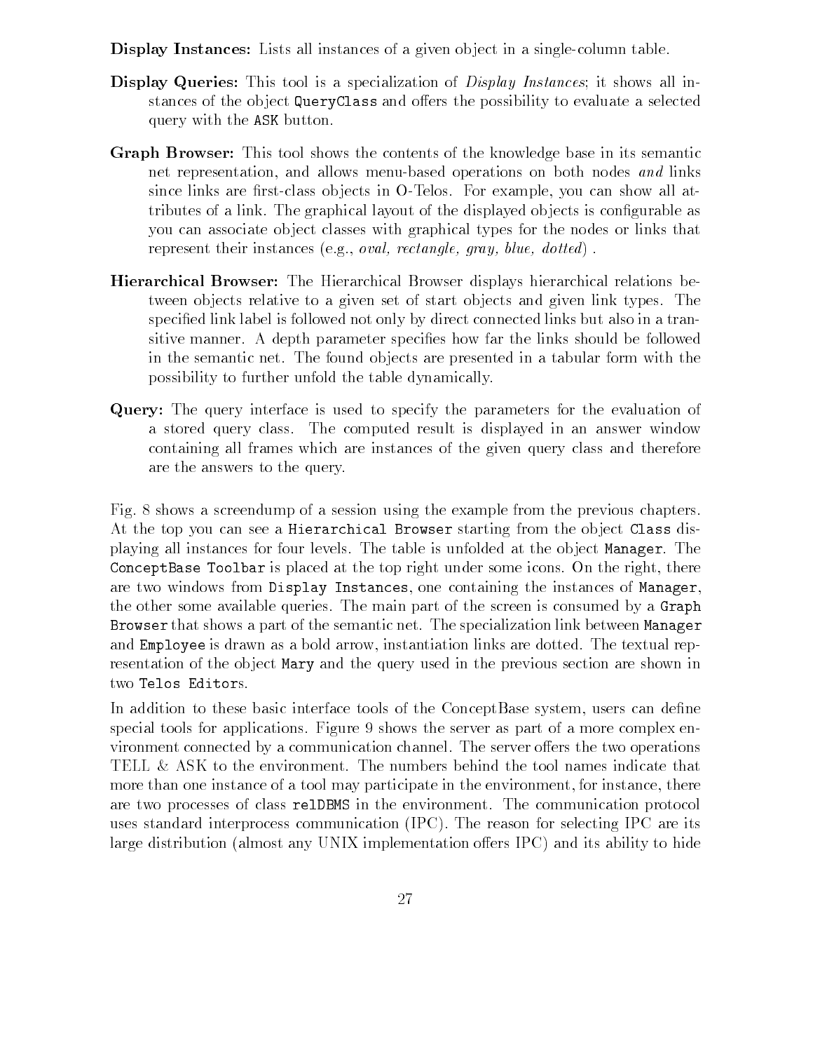**Display Instances:** Lists all instances of a given object in a single-column table.

**Display Queries:** This tool is a specialization of *Display Instances*; it shows all instances of the object `QueryClass` and offers the possibility to evaluate a selected query with the `ASK` button.

**Graph Browser:** This tool shows the contents of the knowledge base in its semantic net representation, and allows menu-based operations on both nodes *and* links since links are first-class objects in O-Telos. For example, you can show all attributes of a link. The graphical layout of the displayed objects is configurable as you can associate object classes with graphical types for the nodes or links that represent their instances (e.g., *oval, rectangle, gray, blue, dotted*) .

**Hierarchical Browser:** The Hierarchical Browser displays hierarchical relations between objects relative to a given set of start objects and given link types. The specified link label is followed not only by direct connected links but also in a transitive manner. A depth parameter specifies how far the links should be followed in the semantic net. The found objects are presented in a tabular form with the possibility to further unfold the table dynamically.

**Query:** The query interface is used to specify the parameters for the evaluation of a stored query class. The computed result is displayed in an answer window containing all frames which are instances of the given query class and therefore are the answers to the query.

Fig. 8 shows a screendump of a session using the example from the previous chapters. At the top you can see a `Hierarchical Browser` starting from the object `Class` displaying all instances for four levels. The table is unfolded at the object `Manager`. The `ConceptBase Toolbar` is placed at the top right under some icons. On the right, there are two windows from `Display Instances`, one containing the instances of `Manager`, the other some available queries. The main part of the screen is consumed by a `Graph Browser` that shows a part of the semantic net. The specialization link between `Manager` and `Employee` is drawn as a bold arrow, instantiation links are dotted. The textual representation of the object `Mary` and the query used in the previous section are shown in two `Telos Editors`.

In addition to these basic interface tools of the ConceptBase system, users can define special tools for applications. Figure 9 shows the server as part of a more complex environment connected by a communication channel. The server offers the two operations TELL & ASK to the environment. The numbers behind the tool names indicate that more than one instance of a tool may participate in the environment, for instance, there are two processes of class `relDBMS` in the environment. The communication protocol uses standard interprocess communication (IPC). The reason for selecting IPC are its large distribution (almost any UNIX implementation offers IPC) and its ability to hide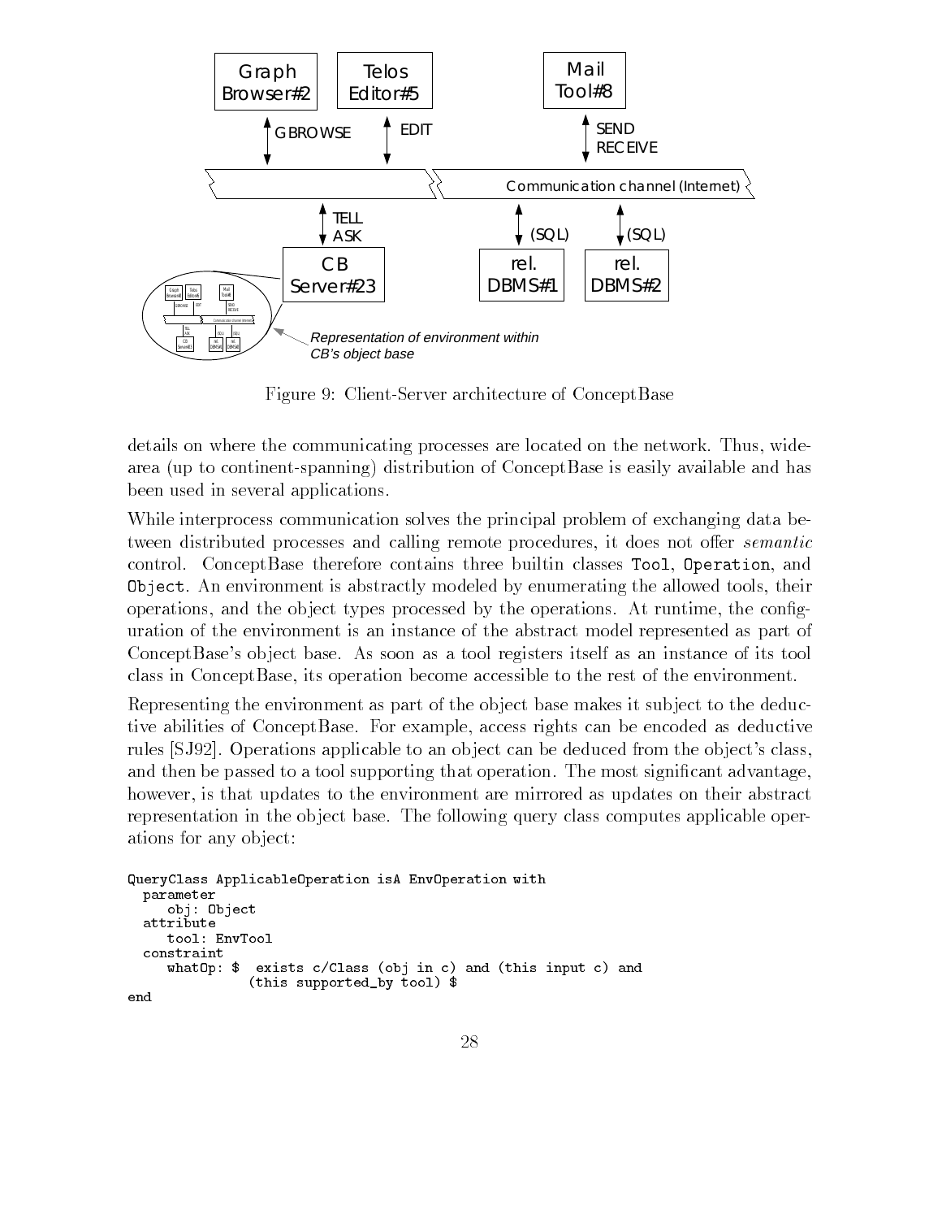Figure 9: Client-Server architecture of ConceptBase

details on where the communicating processes are located on the network. Thus, wide-area (up to continent-spanning) distribution of ConceptBase is easily available and has been used in several applications.

While interprocess communication solves the principal problem of exchanging data between distributed processes and calling remote procedures, it does not offer *semantic* control. ConceptBase therefore contains three builtin classes `Tool`, `Operation`, and `Object`. An environment is abstractly modeled by enumerating the allowed tools, their operations, and the object types processed by the operations. At runtime, the configuration of the environment is an instance of the abstract model represented as part of ConceptBase's object base. As soon as a tool registers itself as an instance of its tool class in ConceptBase, its operation become accessible to the rest of the environment.

Representing the environment as part of the object base makes it subject to the deductive abilities of ConceptBase. For example, access rights can be encoded as deductive rules [SJ92]. Operations applicable to an object can be deduced from the object's class, and then be passed to a tool supporting that operation. The most significant advantage, however, is that updates to the environment are mirrored as updates on their abstract representation in the object base. The following query class computes applicable operations for any object:

```
QueryClass ApplicableOperation isA EnvOperation with
  parameter
     obj: Object
  attribute
     tool: EnvTool
  constraint
     whatOp: $  exists c/Class (obj in c) and (this input c) and
               (this supported_by tool) $
end
```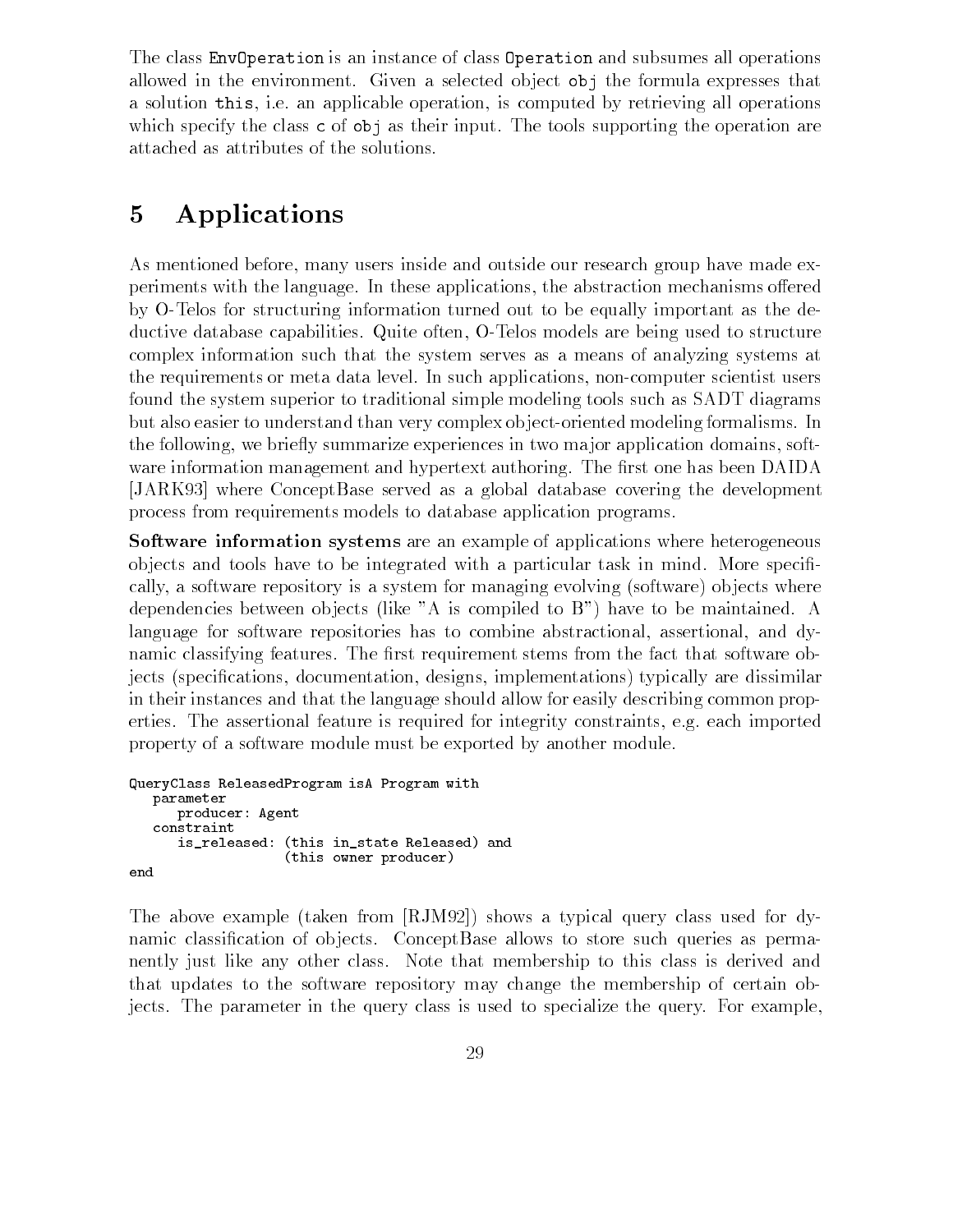The class `EnvOperation` is an instance of class `Operation` and subsumes all operations allowed in the environment. Given a selected object `obj` the formula expresses that a solution `this`, i.e. an applicable operation, is computed by retrieving all operations which specify the class `c` of `obj` as their input. The tools supporting the operation are attached as attributes of the solutions.

# 5 Applications

As mentioned before, many users inside and outside our research group have made experiments with the language. In these applications, the abstraction mechanisms offered by O-Telos for structuring information turned out to be equally important as the deductive database capabilities. Quite often, O-Telos models are being used to structure complex information such that the system serves as a means of analyzing systems at the requirements or meta data level. In such applications, non-computer scientist users found the system superior to traditional simple modeling tools such as SADT diagrams but also easier to understand than very complex object-oriented modeling formalisms. In the following, we briefly summarize experiences in two major application domains, software information management and hypertext authoring. The first one has been DAIDA [JARK93] where ConceptBase served as a global database covering the development process from requirements models to database application programs.

**Software information systems** are an example of applications where heterogeneous objects and tools have to be integrated with a particular task in mind. More specifically, a software repository is a system for managing evolving (software) objects where dependencies between objects (like "A is compiled to B") have to be maintained. A language for software repositories has to combine abstractional, assertional, and dynamic classifying features. The first requirement stems from the fact that software objects (specifications, documentation, designs, implementations) typically are dissimilar in their instances and that the language should allow for easily describing common properties. The assertional feature is required for integrity constraints, e.g. each imported property of a software module must be exported by another module.

```
QueryClass ReleasedProgram isA Program with
   parameter
      producer: Agent
   constraint
      is_released: (this in_state Released) and
                   (this owner producer)
end
```

The above example (taken from [RJM92]) shows a typical query class used for dynamic classification of objects. ConceptBase allows to store such queries as permanently just like any other class. Note that membership to this class is derived and that updates to the software repository may change the membership of certain objects. The parameter in the query class is used to specialize the query. For example,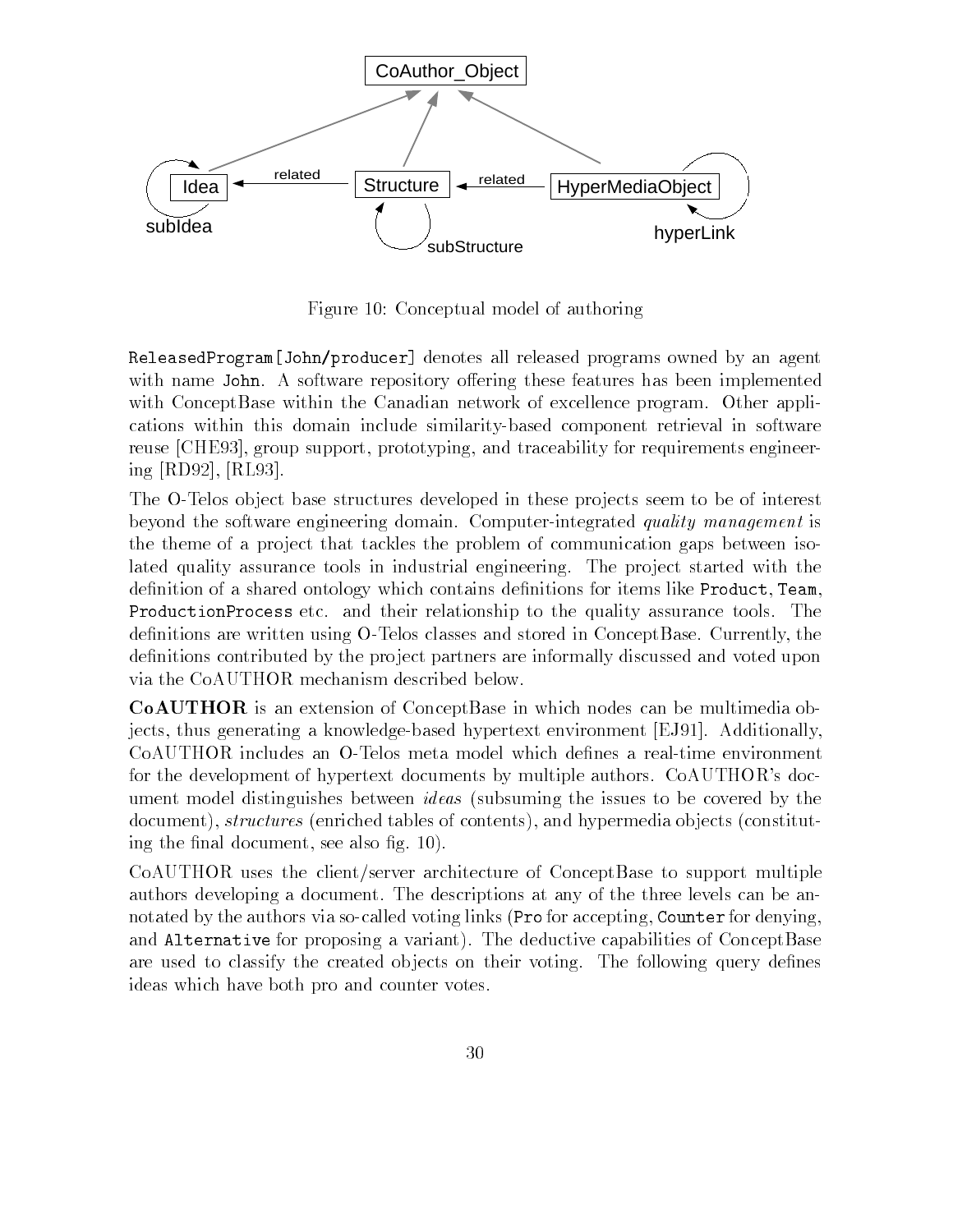Figure 10: Conceptual model of authoring

ReleasedProgram[John/producer] denotes all released programs owned by an agent with name John. A software repository offering these features has been implemented with ConceptBase within the Canadian network of excellence program. Other applications within this domain include similarity-based component retrieval in software reuse [CHE93], group support, prototyping, and traceability for requirements engineering [RD92], [RL93].

The O-Telos object base structures developed in these projects seem to be of interest beyond the software engineering domain. Computer-integrated *quality management* is the theme of a project that tackles the problem of communication gaps between isolated quality assurance tools in industrial engineering. The project started with the definition of a shared ontology which contains definitions for items like Product, Team, ProductionProcess etc. and their relationship to the quality assurance tools. The definitions are written using O-Telos classes and stored in ConceptBase. Currently, the definitions contributed by the project partners are informally discussed and voted upon via the CoAUTHOR mechanism described below.

**CoAUTHOR** is an extension of ConceptBase in which nodes can be multimedia objects, thus generating a knowledge-based hypertext environment [EJ91]. Additionally, CoAUTHOR includes an O-Telos meta model which defines a real-time environment for the development of hypertext documents by multiple authors. CoAUTHOR's document model distinguishes between *ideas* (subsuming the issues to be covered by the document), *structures* (enriched tables of contents), and hypermedia objects (constituting the final document, see also fig. 10).

CoAUTHOR uses the client/server architecture of ConceptBase to support multiple authors developing a document. The descriptions at any of the three levels can be annotated by the authors via so-called voting links (Pro for accepting, Counter for denying, and Alternative for proposing a variant). The deductive capabilities of ConceptBase are used to classify the created objects on their voting. The following query defines ideas which have both pro and counter votes.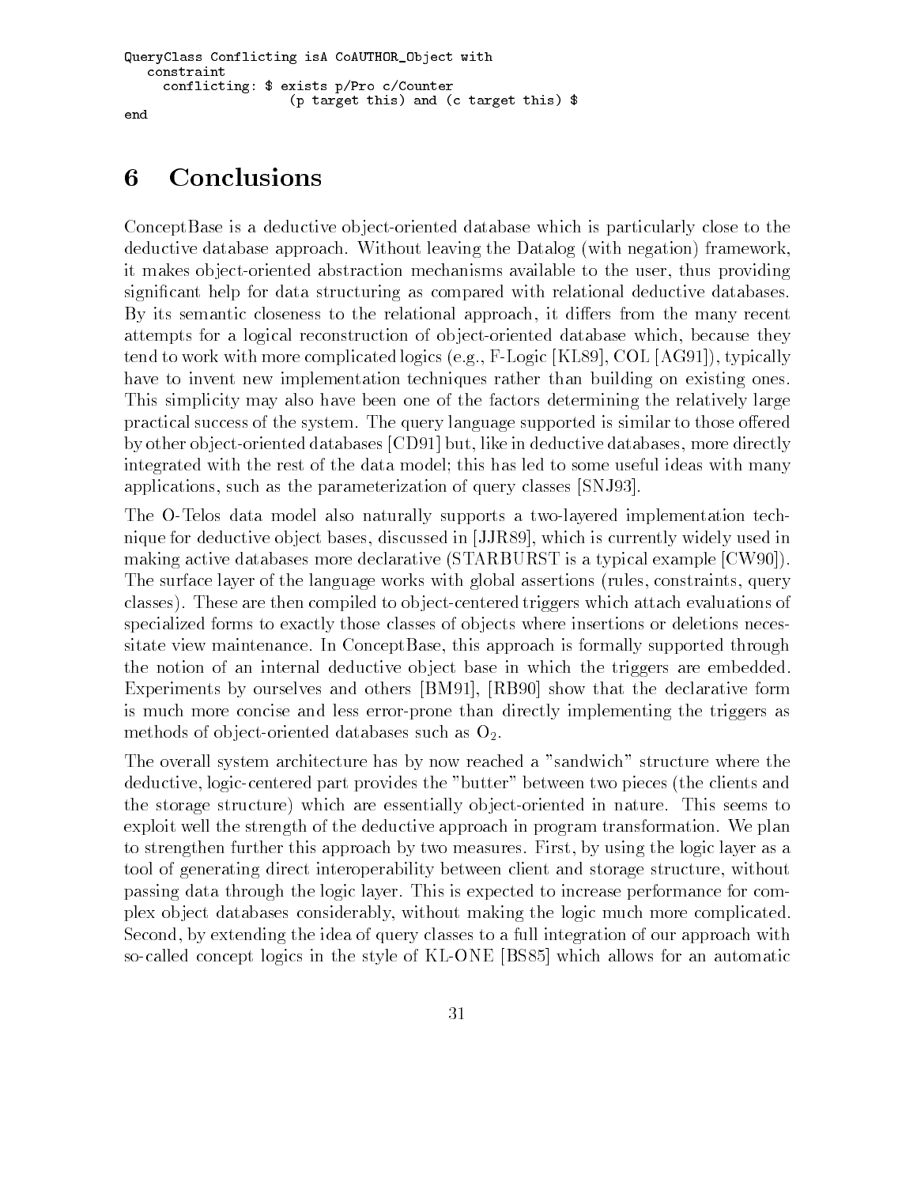```
QueryClass Conflicting isA CoAUTHOR_Object with
   constraint
     conflicting: $ exists p/Pro c/Counter
                    (p target this) and (c target this) $
end
```

# 6 Conclusions

ConceptBase is a deductive object-oriented database which is particularly close to the deductive database approach. Without leaving the Datalog (with negation) framework, it makes object-oriented abstraction mechanisms available to the user, thus providing significant help for data structuring as compared with relational deductive databases. By its semantic closeness to the relational approach, it differs from the many recent attempts for a logical reconstruction of object-oriented database which, because they tend to work with more complicated logics (e.g., F-Logic [KL89], COL [AG91]), typically have to invent new implementation techniques rather than building on existing ones. This simplicity may also have been one of the factors determining the relatively large practical success of the system. The query language supported is similar to those offered by other object-oriented databases [CD91] but, like in deductive databases, more directly integrated with the rest of the data model; this has led to some useful ideas with many applications, such as the parameterization of query classes [SNJ93].

The O-Telos data model also naturally supports a two-layered implementation technique for deductive object bases, discussed in [JJR89], which is currently widely used in making active databases more declarative (STARBURST is a typical example [CW90]). The surface layer of the language works with global assertions (rules, constraints, query classes). These are then compiled to object-centered triggers which attach evaluations of specialized forms to exactly those classes of objects where insertions or deletions necessitate view maintenance. In ConceptBase, this approach is formally supported through the notion of an internal deductive object base in which the triggers are embedded. Experiments by ourselves and others [BM91], [RB90] show that the declarative form is much more concise and less error-prone than directly implementing the triggers as methods of object-oriented databases such as $O_2$.

The overall system architecture has by now reached a "sandwich" structure where the deductive, logic-centered part provides the "butter" between two pieces (the clients and the storage structure) which are essentially object-oriented in nature. This seems to exploit well the strength of the deductive approach in program transformation. We plan to strengthen further this approach by two measures. First, by using the logic layer as a tool of generating direct interoperability between client and storage structure, without passing data through the logic layer. This is expected to increase performance for complex object databases considerably, without making the logic much more complicated. Second, by extending the idea of query classes to a full integration of our approach with so-called concept logics in the style of KL-ONE [BS85] which allows for an automatic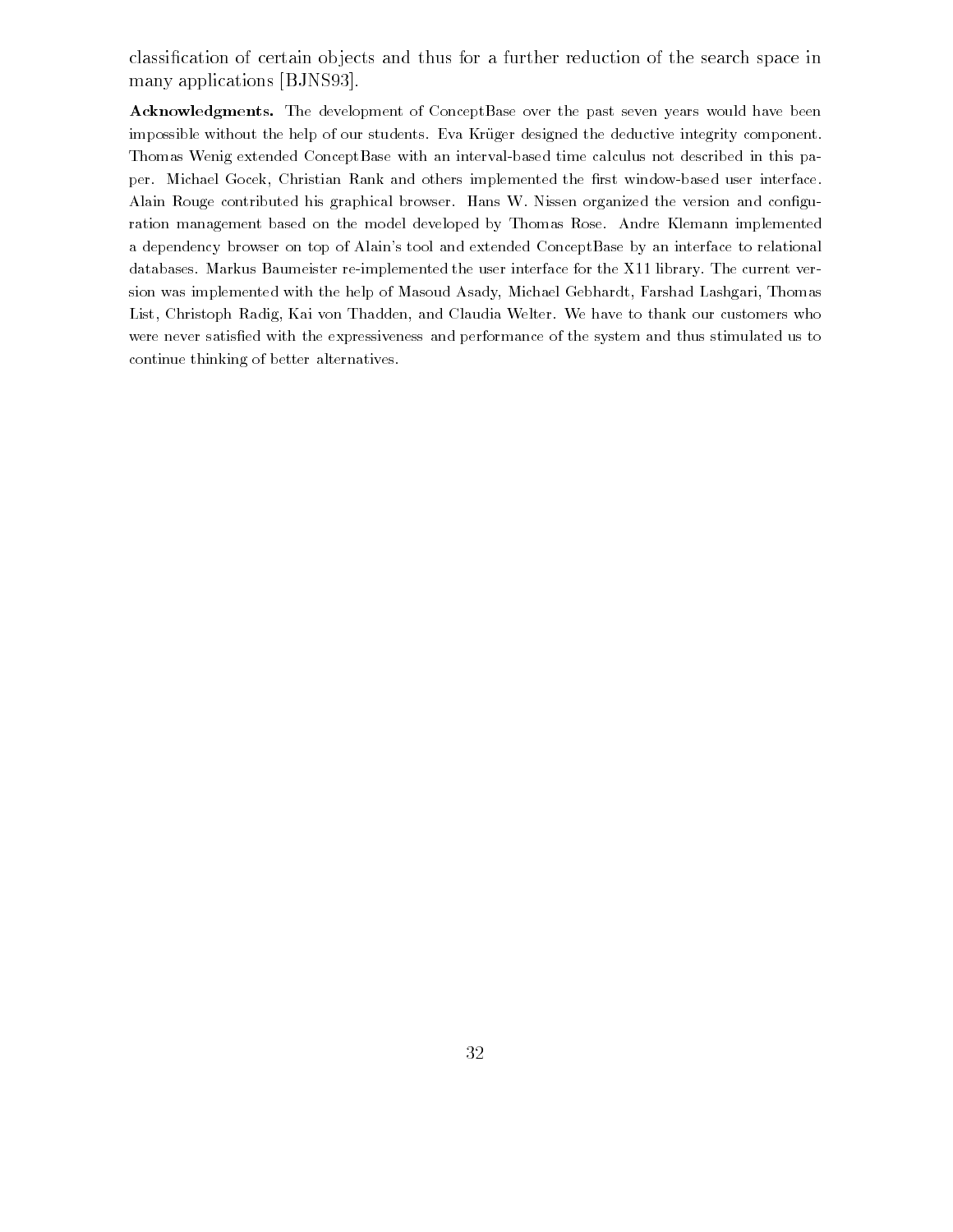classification of certain objects and thus for a further reduction of the search space in many applications [BJNS93].

**Acknowledgments.** The development of ConceptBase over the past seven years would have been impossible without the help of our students. Eva Krüger designed the deductive integrity component. Thomas Wenig extended ConceptBase with an interval-based time calculus not described in this paper. Michael Gocek, Christian Rank and others implemented the first window-based user interface. Alain Rouge contributed his graphical browser. Hans W. Nissen organized the version and configuration management based on the model developed by Thomas Rose. Andre Klemann implemented a dependency browser on top of Alain's tool and extended ConceptBase by an interface to relational databases. Markus Baumeister re-implemented the user interface for the X11 library. The current version was implemented with the help of Masoud Asady, Michael Gebhardt, Farshad Lashgari, Thomas List, Christoph Radig, Kai von Thadden, and Claudia Welter. We have to thank our customers who were never satisfied with the expressiveness and performance of the system and thus stimulated us to continue thinking of better alternatives.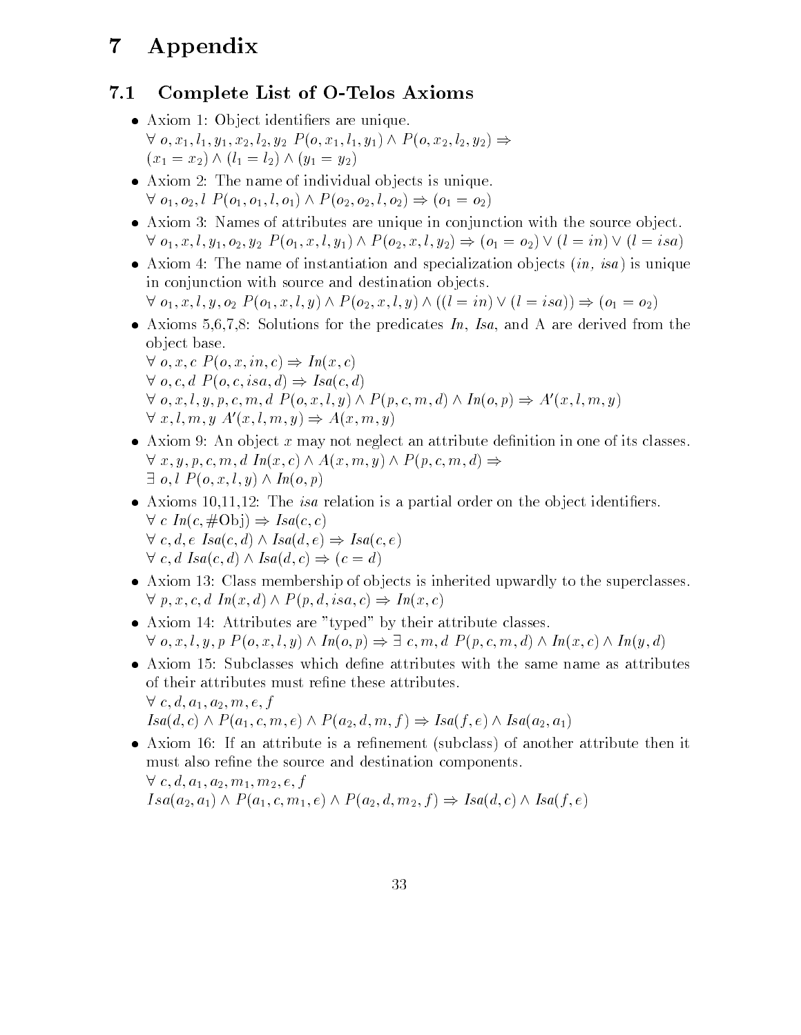# 7 Appendix

## 7.1 Complete List of O-Telos Axioms

- Axiom 1: Object identifiers are unique.
  $\forall\, o, x_1, l_1, y_1, x_2, l_2, y_2\ P(o, x_1, l_1, y_1) \wedge P(o, x_2, l_2, y_2) \Rightarrow$
  $(x_1 = x_2) \wedge (l_1 = l_2) \wedge (y_1 = y_2)$
- Axiom 2: The name of individual objects is unique.
  $\forall\, o_1, o_2, l\ P(o_1, o_1, l, o_1) \wedge P(o_2, o_2, l, o_2) \Rightarrow (o_1 = o_2)$
- Axiom 3: Names of attributes are unique in conjunction with the source object.
  $\forall\, o_1, x, l, y_1, o_2, y_2\ P(o_1, x, l, y_1) \wedge P(o_2, x, l, y_2) \Rightarrow (o_1 = o_2) \vee (l = in) \vee (l = isa)$
- Axiom 4: The name of instantiation and specialization objects (*in, isa*) is unique in conjunction with source and destination objects.
  $\forall\, o_1, x, l, y, o_2\ P(o_1, x, l, y) \wedge P(o_2, x, l, y) \wedge ((l = in) \vee (l = isa)) \Rightarrow (o_1 = o_2)$
- Axioms 5,6,7,8: Solutions for the predicates *In*, *Isa*, and A are derived from the object base.
  $\forall\, o, x, c\ P(o, x, in, c) \Rightarrow In(x, c)$
  $\forall\, o, c, d\ P(o, c, isa, d) \Rightarrow Isa(c, d)$
  $\forall\, o, x, l, y, p, c, m, d\ P(o, x, l, y) \wedge P(p, c, m, d) \wedge In(o, p) \Rightarrow A'(x, l, m, y)$
  $\forall\, x, l, m, y\ A'(x, l, m, y) \Rightarrow A(x, m, y)$
- Axiom 9: An object $x$ may not neglect an attribute definition in one of its classes.
  $\forall\, x, y, p, c, m, d\ In(x, c) \wedge A(x, m, y) \wedge P(p, c, m, d) \Rightarrow$
  $\exists\, o, l\ P(o, x, l, y) \wedge In(o, p)$
- Axioms 10,11,12: The *isa* relation is a partial order on the object identifiers.
  $\forall\, c\ In(c, \#\text{Obj}) \Rightarrow Isa(c, c)$
  $\forall\, c, d, e\ Isa(c, d) \wedge Isa(d, e) \Rightarrow Isa(c, e)$
  $\forall\, c, d\ Isa(c, d) \wedge Isa(d, c) \Rightarrow (c = d)$
- Axiom 13: Class membership of objects is inherited upwardly to the superclasses.
  $\forall\, p, x, c, d\ In(x, d) \wedge P(p, d, isa, c) \Rightarrow In(x, c)$
- Axiom 14: Attributes are "typed" by their attribute classes.
  $\forall\, o, x, l, y, p\ P(o, x, l, y) \wedge In(o, p) \Rightarrow \exists\, c, m, d\ P(p, c, m, d) \wedge In(x, c) \wedge In(y, d)$
- Axiom 15: Subclasses which define attributes with the same name as attributes of their attributes must refine these attributes.
  $\forall\, c, d, a_1, a_2, m, e, f$
  $Isa(d, c) \wedge P(a_1, c, m, e) \wedge P(a_2, d, m, f) \Rightarrow Isa(f, e) \wedge Isa(a_2, a_1)$
- Axiom 16: If an attribute is a refinement (subclass) of another attribute then it must also refine the source and destination components.
  $\forall\, c, d, a_1, a_2, m_1, m_2, e, f$
  $Isa(a_2, a_1) \wedge P(a_1, c, m_1, e) \wedge P(a_2, d, m_2, f) \Rightarrow Isa(d, c) \wedge Isa(f, e)$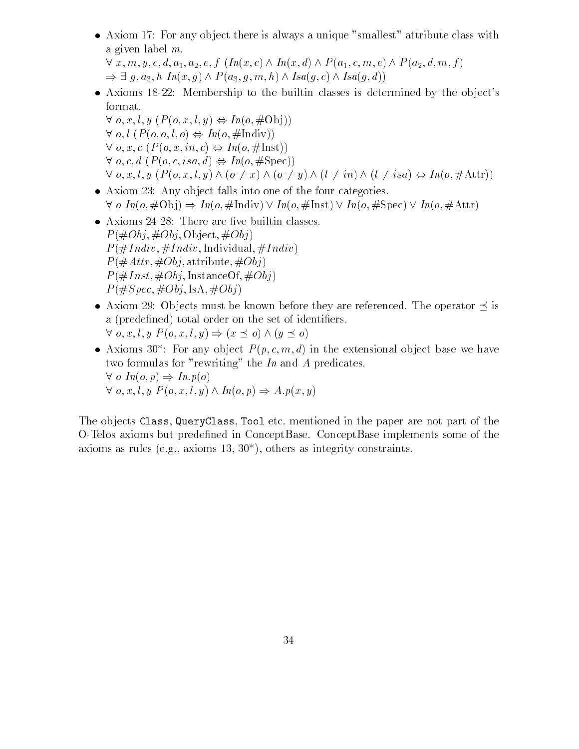- Axiom 17: For any object there is always a unique "smallest" attribute class with a given label $m$.
  $\forall\, x, m, y, c, d, a_1, a_2, e, f\ (In(x,c) \wedge In(x,d) \wedge P(a_1, c, m, e) \wedge P(a_2, d, m, f)$
  $\Rightarrow \exists\, g, a_3, h\ In(x,g) \wedge P(a_3, g, m, h) \wedge Isa(g,c) \wedge Isa(g,d))$
- Axioms 18-22: Membership to the builtin classes is determined by the object's format.
  $\forall\, o, x, l, y\ (P(o,x,l,y) \Leftrightarrow In(o, \#\text{Obj}))$
  $\forall\, o, l\ (P(o,o,l,o) \Leftrightarrow In(o, \#\text{Indiv}))$
  $\forall\, o, x, c\ (P(o,x,in,c) \Leftrightarrow In(o, \#\text{Inst}))$
  $\forall\, o, c, d\ (P(o,c,isa,d) \Leftrightarrow In(o, \#\text{Spec}))$
  $\forall\, o, x, l, y\ (P(o,x,l,y) \wedge (o \neq x) \wedge (o \neq y) \wedge (l \neq in) \wedge (l \neq isa) \Leftrightarrow In(o, \#\text{Attr}))$
- Axiom 23: Any object falls into one of the four categories.
  $\forall\, o\ In(o, \#\text{Obj}) \Rightarrow In(o, \#\text{Indiv}) \vee In(o, \#\text{Inst}) \vee In(o, \#\text{Spec}) \vee In(o, \#\text{Attr})$
- Axioms 24-28: There are five builtin classes.
  $P(\#Obj, \#Obj, \text{Object}, \#Obj)$
  $P(\#Indiv, \#Indiv, \text{Individual}, \#Indiv)$
  $P(\#Attr, \#Obj, \text{attribute}, \#Obj)$
  $P(\#Inst, \#Obj, \text{InstanceOf}, \#Obj)$
  $P(\#Spec, \#Obj, \text{IsA}, \#Obj)$
- Axiom 29: Objects must be known before they are referenced. The operator $\preceq$ is a (predefined) total order on the set of identifiers.
  $\forall\, o, x, l, y\ P(o,x,l,y) \Rightarrow (x \preceq o) \wedge (y \preceq o)$
- Axioms 30*: For any object $P(p, c, m, d)$ in the extensional object base we have two formulas for "rewriting" the $In$ and $A$ predicates.
  $\forall\, o\ In(o,p) \Rightarrow In.p(o)$
  $\forall\, o, x, l, y\ P(o,x,l,y) \wedge In(o,p) \Rightarrow A.p(x,y)$

The objects `Class`, `QueryClass`, `Tool` etc. mentioned in the paper are not part of the O-Telos axioms but predefined in ConceptBase. ConceptBase implements some of the axioms as rules (e.g., axioms 13, 30*), others as integrity constraints.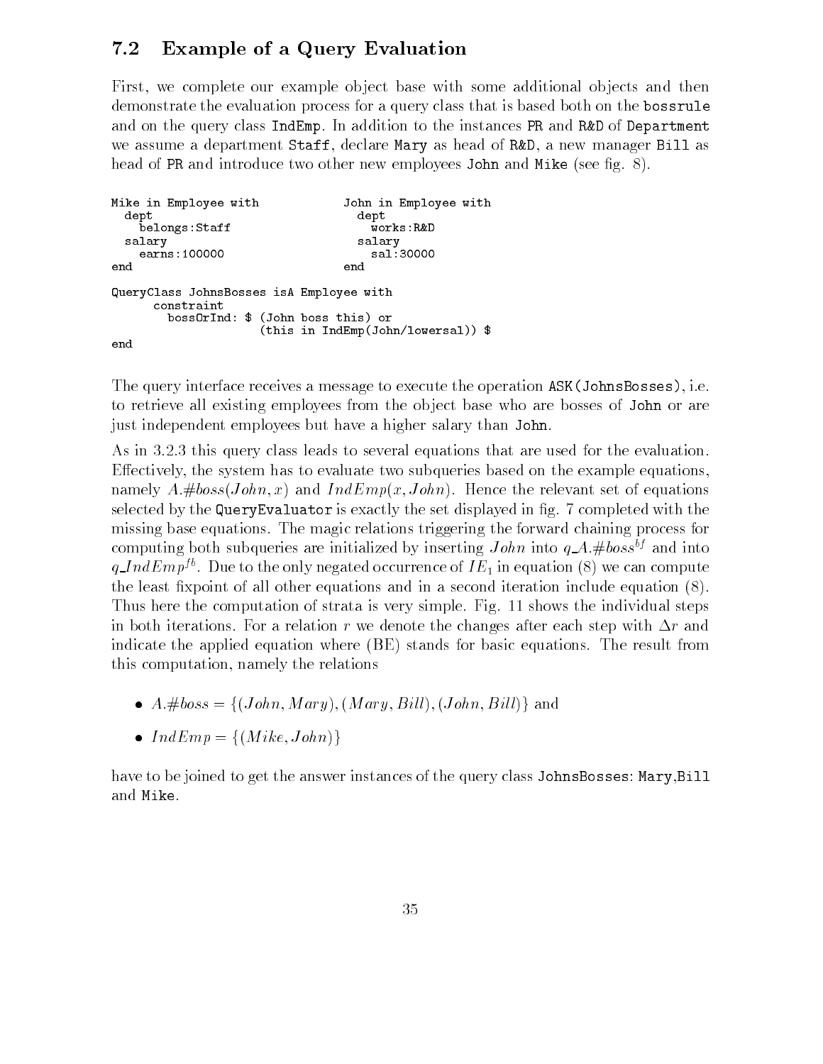## 7.2 Example of a Query Evaluation

First, we complete our example object base with some additional objects and then demonstrate the evaluation process for a query class that is based both on the `bossrule` and on the query class `IndEmp`. In addition to the instances `PR` and `R&D` of `Department` we assume a department `Staff`, declare `Mary` as head of `R&D`, a new manager `Bill` as head of `PR` and introduce two other new employees `John` and `Mike` (see fig. 8).

```
Mike in Employee with              John in Employee with
  dept                               dept
    belongs:Staff                      works:R&D
  salary                             salary
    earns:100000                       sal:30000
end                                end

QueryClass JohnsBosses isA Employee with
      constraint
        bossOrInd: $ (John boss this) or
                     (this in IndEmp(John/lowersal)) $
end
```

The query interface receives a message to execute the operation `ASK(JohnsBosses)`, i.e. to retrieve all existing employees from the object base who are bosses of `John` or are just independent employees but have a higher salary than `John`.

As in 3.2.3 this query class leads to several equations that are used for the evaluation. Effectively, the system has to evaluate two subqueries based on the example equations, namely $A.\#boss(John, x)$ and $IndEmp(x, John)$. Hence the relevant set of equations selected by the `QueryEvaluator` is exactly the set displayed in fig. 7 completed with the missing base equations. The magic relations triggering the forward chaining process for computing both subqueries are initialized by inserting $John$ into $q\_A.\#boss^{bf}$ and into $q\_IndEmp^{fb}$. Due to the only negated occurrence of $IE_1$ in equation (8) we can compute the least fixpoint of all other equations and in a second iteration include equation (8). Thus here the computation of strata is very simple. Fig. 11 shows the individual steps in both iterations. For a relation $r$ we denote the changes after each step with $\Delta r$ and indicate the applied equation where (BE) stands for basic equations. The result from this computation, namely the relations

- $A.\#boss = \{(John, Mary), (Mary, Bill), (John, Bill)\}$ and
- $IndEmp = \{(Mike, John)\}$

have to be joined to get the answer instances of the query class `JohnsBosses`: `Mary`,`Bill` and `Mike`.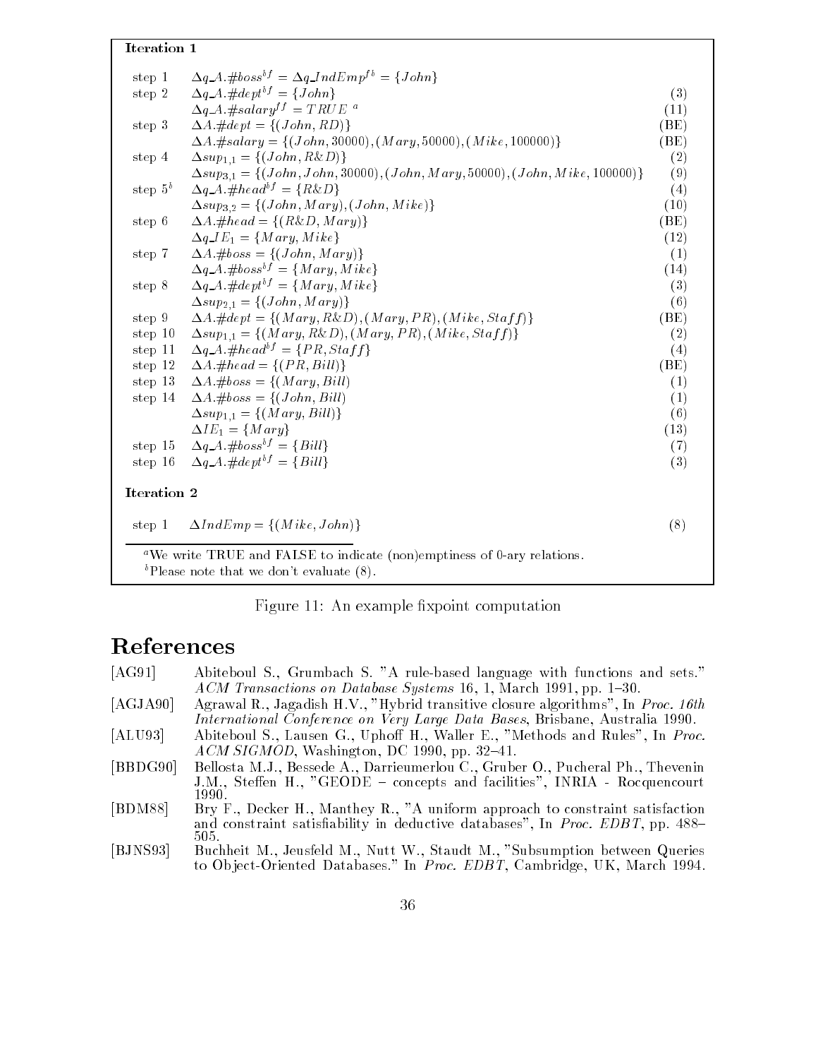**Iteration 1**

| | | |
|---|---|---|
| step 1 | $\Delta q\_A.\#boss^{bf} = \Delta q\_IndEmp^{fb} = \{John\}$ | |
| step 2 | $\Delta q\_A.\#dept^{bf} = \{John\}$ | (3) |
| | $\Delta q\_A.\#salary^{ff} = TRUE$ [a] | (11) |
| step 3 | $\Delta A.\#dept = \{(John, RD)\}$ | (BE) |
| | $\Delta A.\#salary = \{(John, 30000), (Mary, 50000), (Mike, 100000)\}$ | (BE) |
| step 4 | $\Delta sup_{1,1} = \{(John, R\&D)\}$ | (2) |
| | $\Delta sup_{3,1} = \{(John, John, 30000), (John, Mary, 50000), (John, Mike, 100000)\}$ | (9) |
| step 5 [b] | $\Delta q\_A.\#head^{bf} = \{R\&D\}$ | (4) |
| | $\Delta sup_{3,2} = \{(John, Mary), (John, Mike)\}$ | (10) |
| step 6 | $\Delta A.\#head = \{(R\&D, Mary)\}$ | (BE) |
| | $\Delta q\_IE_1 = \{Mary, Mike\}$ | (12) |
| step 7 | $\Delta A.\#boss = \{(John, Mary)\}$ | (1) |
| | $\Delta q\_A.\#boss^{bf} = \{Mary, Mike\}$ | (14) |
| step 8 | $\Delta q\_A.\#dept^{bf} = \{Mary, Mike\}$ | (3) |
| | $\Delta sup_{2,1} = \{(John, Mary)\}$ | (6) |
| step 9 | $\Delta A.\#dept = \{(Mary, R\&D), (Mary, PR), (Mike, Staff)\}$ | (BE) |
| step 10 | $\Delta sup_{1,1} = \{(Mary, R\&D), (Mary, PR), (Mike, Staff)\}$ | (2) |
| step 11 | $\Delta q\_A.\#head^{bf} = \{PR, Staff\}$ | (4) |
| step 12 | $\Delta A.\#head = \{(PR, Bill)\}$ | (BE) |
| step 13 | $\Delta A.\#boss = \{(Mary, Bill)$ | (1) |
| step 14 | $\Delta A.\#boss = \{(John, Bill)$ | (1) |
| | $\Delta sup_{1,1} = \{(Mary, Bill)\}$ | (6) |
| | $\Delta IE_1 = \{Mary\}$ | (13) |
| step 15 | $\Delta q\_A.\#boss^{bf} = \{Bill\}$ | (7) |
| step 16 | $\Delta q\_A.\#dept^{bf} = \{Bill\}$ | (3) |

**Iteration 2**

| | | |
|---|---|---|
| step 1 | $\Delta IndEmp = \{(Mike, John)\}$ | (8) |

[a] We write TRUE and FALSE to indicate (non)emptiness of 0-ary relations.

[b] Please note that we don't evaluate (8).

Figure 11: An example fixpoint computation

# References

[AG91] Abiteboul S., Grumbach S. "A rule-based language with functions and sets." *ACM Transactions on Database Systems* 16, 1, March 1991, pp. 1–30.

[AGJA90] Agrawal R., Jagadish H.V., "Hybrid transitive closure algorithms", In *Proc. 16th International Conference on Very Large Data Bases*, Brisbane, Australia 1990.

[ALU93] Abiteboul S., Lausen G., Uphoff H., Waller E., "Methods and Rules", In *Proc. ACM SIGMOD*, Washington, DC 1990, pp. 32–41.

[BBDG90] Bellosta M.J., Bessede A., Darrieumerlou C., Gruber O., Pucheral Ph., Thevenin J.M., Steffen H., "GEODE – concepts and facilities", INRIA - Rocquencourt 1990.

[BDM88] Bry F., Decker H., Manthey R., "A uniform approach to constraint satisfaction and constraint satisfiability in deductive databases", In *Proc. EDBT*, pp. 488–505.

[BJNS93] Buchheit M., Jeusfeld M., Nutt W., Staudt M., "Subsumption between Queries to Object-Oriented Databases." In *Proc. EDBT*, Cambridge, UK, March 1994.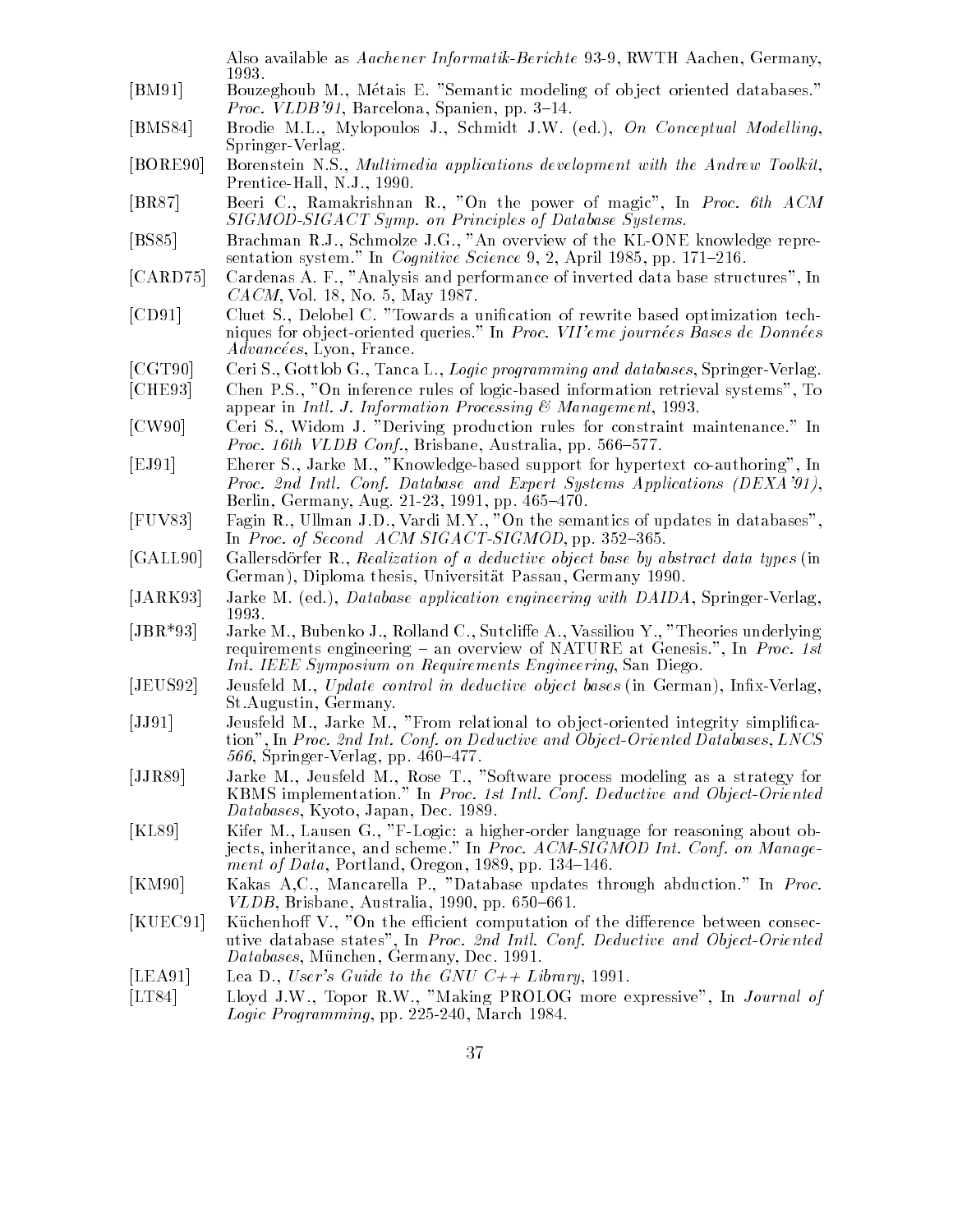Also available as *Aachener Informatik-Berichte* 93-9, RWTH Aachen, Germany, 1993.

[BM91] Bouzeghoub M., Métais E. "Semantic modeling of object oriented databases." *Proc. VLDB'91*, Barcelona, Spanien, pp. 3–14.

[BMS84] Brodie M.L., Mylopoulos J., Schmidt J.W. (ed.), *On Conceptual Modelling*, Springer-Verlag.

[BORE90] Borenstein N.S., *Multimedia applications development with the Andrew Toolkit*, Prentice-Hall, N.J., 1990.

[BR87] Beeri C., Ramakrishnan R., "On the power of magic", In *Proc. 6th ACM SIGMOD-SIGACT Symp. on Principles of Database Systems.*

[BS85] Brachman R.J., Schmolze J.G., "An overview of the KL-ONE knowledge representation system." In *Cognitive Science* 9, 2, April 1985, pp. 171–216.

[CARD75] Cardenas A. F., "Analysis and performance of inverted data base structures", In *CACM*, Vol. 18, No. 5, May 1987.

[CD91] Cluet S., Delobel C. "Towards a unification of rewrite based optimization techniques for object-oriented queries." In *Proc. VII'eme journées Bases de Données Advancées*, Lyon, France.

[CGT90] Ceri S., Gottlob G., Tanca L., *Logic programming and databases*, Springer-Verlag.

[CHE93] Chen P.S., "On inference rules of logic-based information retrieval systems", To appear in *Intl. J. Information Processing & Management*, 1993.

[CW90] Ceri S., Widom J. "Deriving production rules for constraint maintenance." In *Proc. 16th VLDB Conf.*, Brisbane, Australia, pp. 566–577.

[EJ91] Eherer S., Jarke M., "Knowledge-based support for hypertext co-authoring", In *Proc. 2nd Intl. Conf. Database and Expert Systems Applications (DEXA'91)*, Berlin, Germany, Aug. 21-23, 1991, pp. 465–470.

[FUV83] Fagin R., Ullman J.D., Vardi M.Y., "On the semantics of updates in databases", In *Proc. of Second ACM SIGACT-SIGMOD*, pp. 352–365.

[GALL90] Gallersdörfer R., *Realization of a deductive object base by abstract data types* (in German), Diploma thesis, Universität Passau, Germany 1990.

[JARK93] Jarke M. (ed.), *Database application engineering with DAIDA*, Springer-Verlag, 1993.

[JBR*93] Jarke M., Bubenko J., Rolland C., Sutcliffe A., Vassiliou Y., "Theories underlying requirements engineering – an overview of NATURE at Genesis.", In *Proc. 1st Int. IEEE Symposium on Requirements Engineering*, San Diego.

[JEUS92] Jeusfeld M., *Update control in deductive object bases* (in German), Infix-Verlag, St.Augustin, Germany.

[JJ91] Jeusfeld M., Jarke M., "From relational to object-oriented integrity simplification", In *Proc. 2nd Int. Conf. on Deductive and Object-Oriented Databases, LNCS 566*, Springer-Verlag, pp. 460–477.

[JJR89] Jarke M., Jeusfeld M., Rose T., "Software process modeling as a strategy for KBMS implementation." In *Proc. 1st Intl. Conf. Deductive and Object-Oriented Databases*, Kyoto, Japan, Dec. 1989.

[KL89] Kifer M., Lausen G., "F-Logic: a higher-order language for reasoning about objects, inheritance, and scheme." In *Proc. ACM-SIGMOD Int. Conf. on Management of Data*, Portland, Oregon, 1989, pp. 134–146.

[KM90] Kakas A,C., Mancarella P., "Database updates through abduction." In *Proc. VLDB*, Brisbane, Australia, 1990, pp. 650–661.

[KUEC91] Küchenhoff V., "On the efficient computation of the difference between consecutive database states", In *Proc. 2nd Intl. Conf. Deductive and Object-Oriented Databases*, München, Germany, Dec. 1991.

[LEA91] Lea D., *User's Guide to the GNU C++ Library*, 1991.

[LT84] Lloyd J.W., Topor R.W., "Making PROLOG more expressive", In *Journal of Logic Programming*, pp. 225-240, March 1984.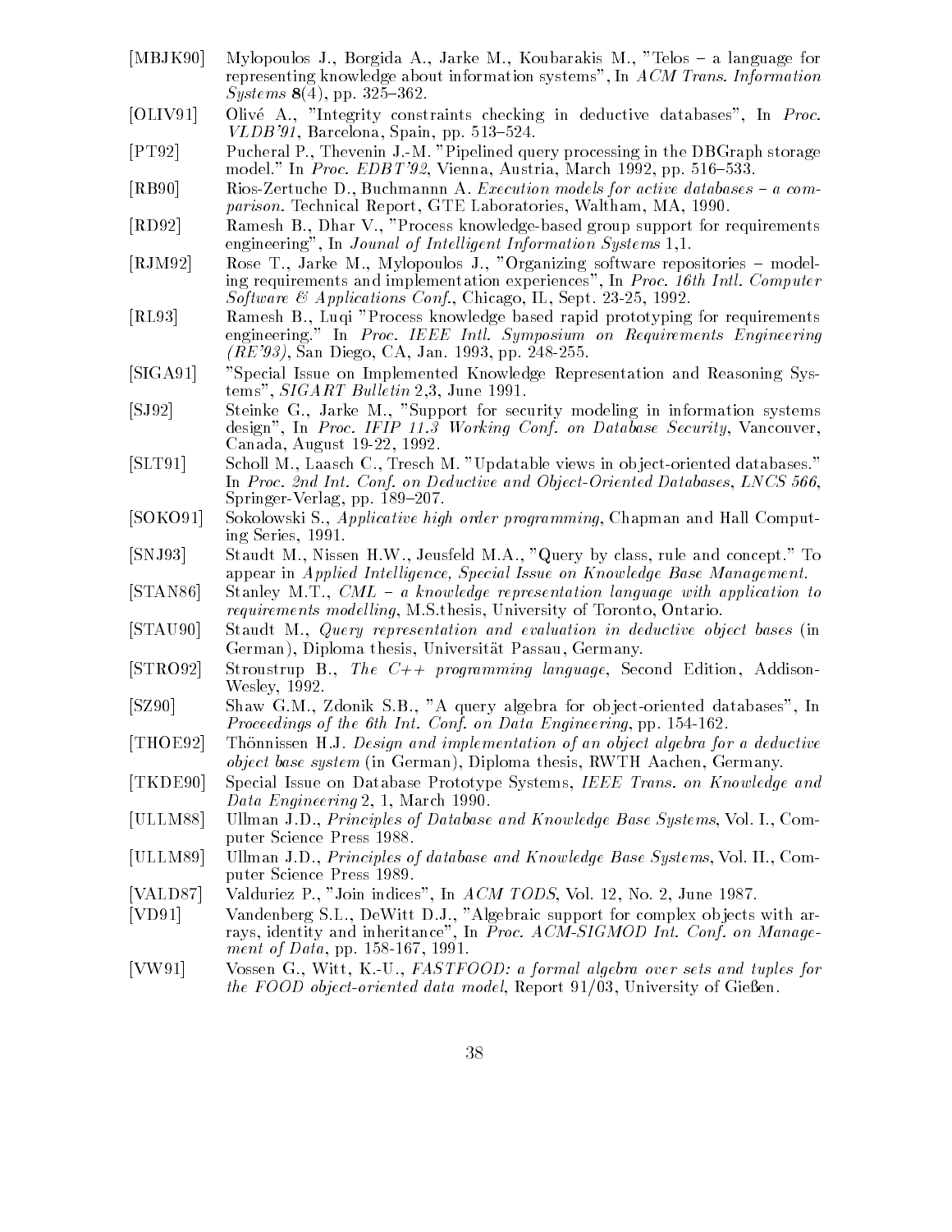[MBJK90] Mylopoulos J., Borgida A., Jarke M., Koubarakis M., "Telos – a language for representing knowledge about information systems", In *ACM Trans. Information Systems* **8**(4), pp. 325–362.

[OLIV91] Olivé A., "Integrity constraints checking in deductive databases", In *Proc. VLDB'91*, Barcelona, Spain, pp. 513–524.

[PT92] Pucheral P., Thevenin J.-M. "Pipelined query processing in the DBGraph storage model." In *Proc. EDBT'92*, Vienna, Austria, March 1992, pp. 516–533.

[RB90] Rios-Zertuche D., Buchmannn A. *Execution models for active databases – a comparison.* Technical Report, GTE Laboratories, Waltham, MA, 1990.

[RD92] Ramesh B., Dhar V., "Process knowledge-based group support for requirements engineering", In *Jounal of Intelligent Information Systems* 1,1.

[RJM92] Rose T., Jarke M., Mylopoulos J., "Organizing software repositories – modeling requirements and implementation experiences", In *Proc. 16th Intl. Computer Software & Applications Conf.*, Chicago, IL, Sept. 23-25, 1992.

[RL93] Ramesh B., Luqi "Process knowledge based rapid prototyping for requirements engineering." In *Proc. IEEE Intl. Symposium on Requirements Engineering (RE'93)*, San Diego, CA, Jan. 1993, pp. 248-255.

[SIGA91] "Special Issue on Implemented Knowledge Representation and Reasoning Systems", *SIGART Bulletin* 2,3, June 1991.

[SJ92] Steinke G., Jarke M., "Support for security modeling in information systems design", In *Proc. IFIP 11.3 Working Conf. on Database Security*, Vancouver, Canada, August 19-22, 1992.

[SLT91] Scholl M., Laasch C., Tresch M. "Updatable views in object-oriented databases." In *Proc. 2nd Int. Conf. on Deductive and Object-Oriented Databases, LNCS 566*, Springer-Verlag, pp. 189–207.

[SOKO91] Sokolowski S., *Applicative high order programming*, Chapman and Hall Computing Series, 1991.

[SNJ93] Staudt M., Nissen H.W., Jeusfeld M.A., "Query by class, rule and concept." To appear in *Applied Intelligence, Special Issue on Knowledge Base Management*.

[STAN86] Stanley M.T., *CML – a knowledge representation language with application to requirements modelling*, M.S.thesis, University of Toronto, Ontario.

[STAU90] Staudt M., *Query representation and evaluation in deductive object bases* (in German), Diploma thesis, Universität Passau, Germany.

[STRO92] Stroustrup B., *The C++ programming language*, Second Edition, Addison-Wesley, 1992.

[SZ90] Shaw G.M., Zdonik S.B., "A query algebra for object-oriented databases", In *Proceedings of the 6th Int. Conf. on Data Engineering*, pp. 154-162.

[THOE92] Thönnissen H.J. *Design and implementation of an object algebra for a deductive object base system* (in German), Diploma thesis, RWTH Aachen, Germany.

[TKDE90] Special Issue on Database Prototype Systems, *IEEE Trans. on Knowledge and Data Engineering* 2, 1, March 1990.

[ULLM88] Ullman J.D., *Principles of Database and Knowledge Base Systems*, Vol. I., Computer Science Press 1988.

[ULLM89] Ullman J.D., *Principles of database and Knowledge Base Systems*, Vol. II., Computer Science Press 1989.

[VALD87] Valduriez P., "Join indices", In *ACM TODS*, Vol. 12, No. 2, June 1987.

[VD91] Vandenberg S.L., DeWitt D.J., "Algebraic support for complex objects with arrays, identity and inheritance", In *Proc. ACM-SIGMOD Int. Conf. on Management of Data*, pp. 158-167, 1991.

[VW91] Vossen G., Witt, K.-U., *FASTFOOD: a formal algebra over sets and tuples for the FOOD object-oriented data model*, Report 91/03, University of Gießen.